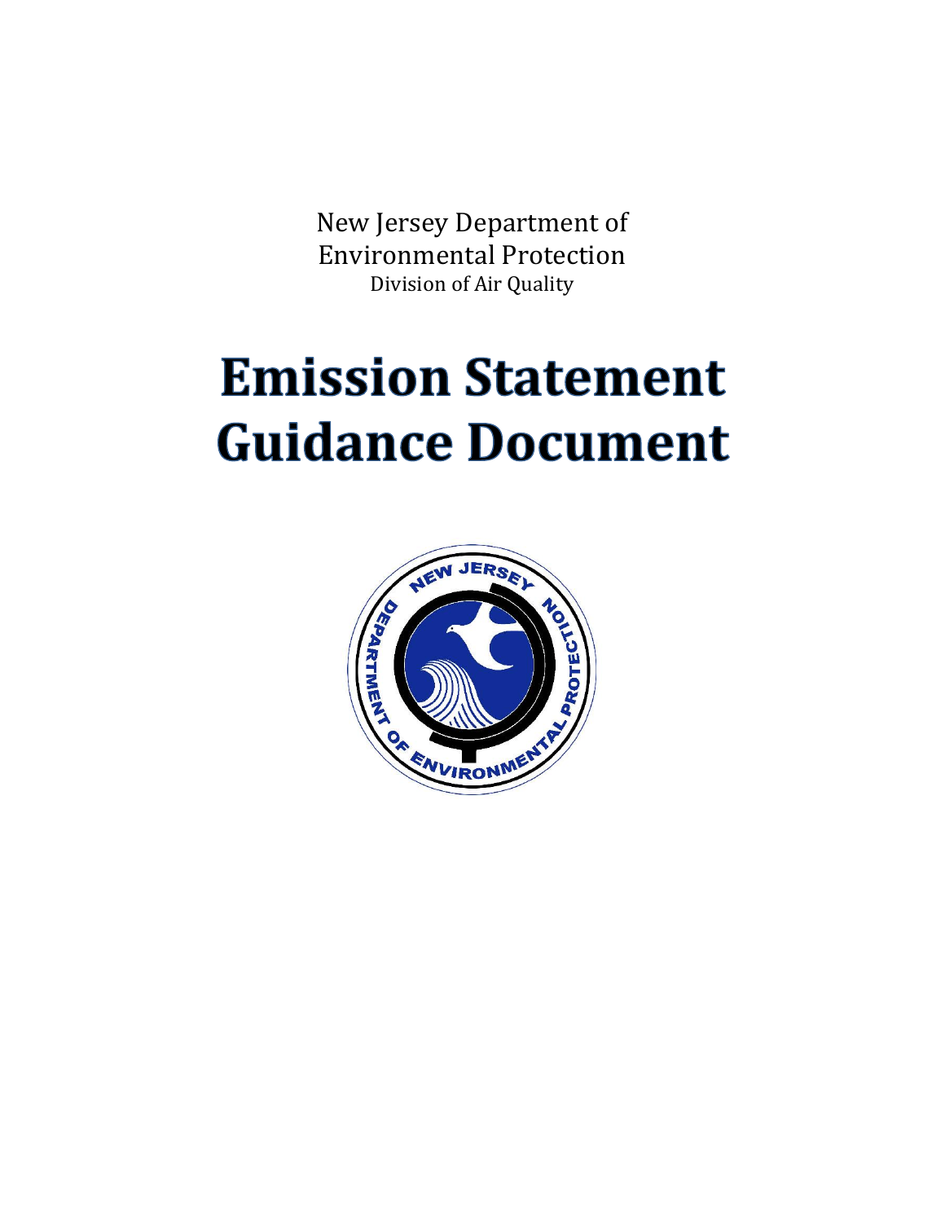New Jersey Department of
Environmental Protection
Division of Air Quality

# Emission Statement Guidance Document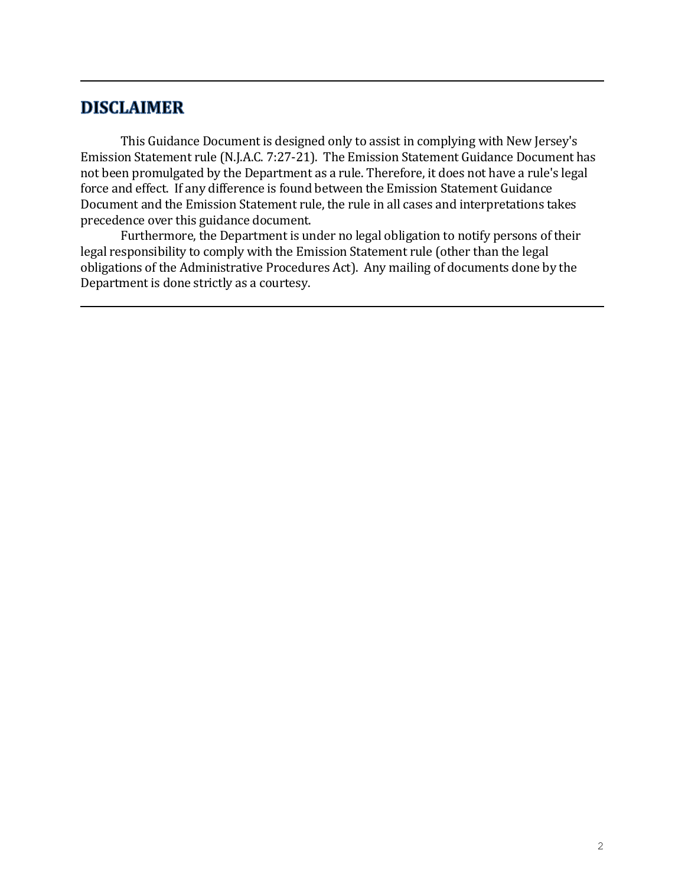# DISCLAIMER

This Guidance Document is designed only to assist in complying with New Jersey's Emission Statement rule (N.J.A.C. 7:27-21). The Emission Statement Guidance Document has not been promulgated by the Department as a rule. Therefore, it does not have a rule's legal force and effect. If any difference is found between the Emission Statement Guidance Document and the Emission Statement rule, the rule in all cases and interpretations takes precedence over this guidance document.

Furthermore, the Department is under no legal obligation to notify persons of their legal responsibility to comply with the Emission Statement rule (other than the legal obligations of the Administrative Procedures Act). Any mailing of documents done by the Department is done strictly as a courtesy.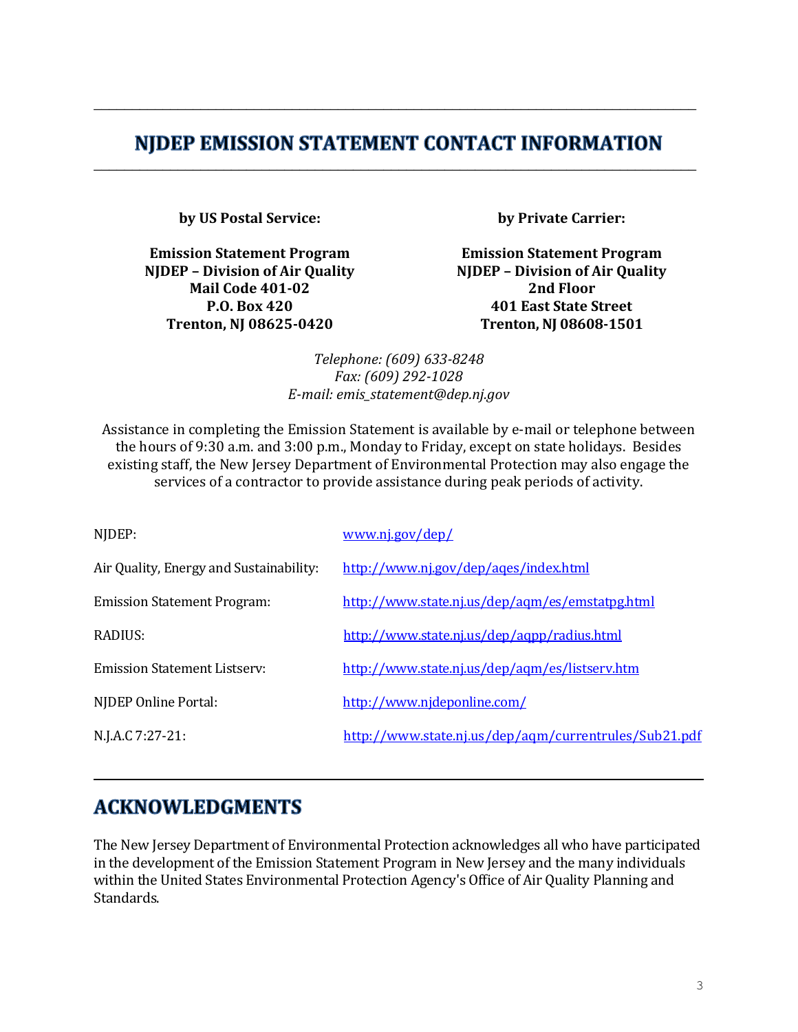## NJDEP EMISSION STATEMENT CONTACT INFORMATION

**by US Postal Service:**

**Emission Statement Program**
**NJDEP – Division of Air Quality**
**Mail Code 401-02**
**P.O. Box 420**
**Trenton, NJ 08625-0420**

**by Private Carrier:**

**Emission Statement Program**
**NJDEP – Division of Air Quality**
**2nd Floor**
**401 East State Street**
**Trenton, NJ 08608-1501**

*Telephone: (609) 633-8248*
*Fax: (609) 292-1028*
*E-mail: emis_statement@dep.nj.gov*

Assistance in completing the Emission Statement is available by e-mail or telephone between the hours of 9:30 a.m. and 3:00 p.m., Monday to Friday, except on state holidays. Besides existing staff, the New Jersey Department of Environmental Protection may also engage the services of a contractor to provide assistance during peak periods of activity.

| | |
|---|---|
| NJDEP: | www.nj.gov/dep/ |
| Air Quality, Energy and Sustainability: | http://www.nj.gov/dep/aqes/index.html |
| Emission Statement Program: | http://www.state.nj.us/dep/aqm/es/emstatpg.html |
| RADIUS: | http://www.state.nj.us/dep/aqpp/radius.html |
| Emission Statement Listserv: | http://www.state.nj.us/dep/aqm/es/listserv.htm |
| NJDEP Online Portal: | http://www.njdeponline.com/ |
| N.J.A.C 7:27-21: | http://www.state.nj.us/dep/aqm/currentrules/Sub21.pdf |

## ACKNOWLEDGMENTS

The New Jersey Department of Environmental Protection acknowledges all who have participated in the development of the Emission Statement Program in New Jersey and the many individuals within the United States Environmental Protection Agency's Office of Air Quality Planning and Standards.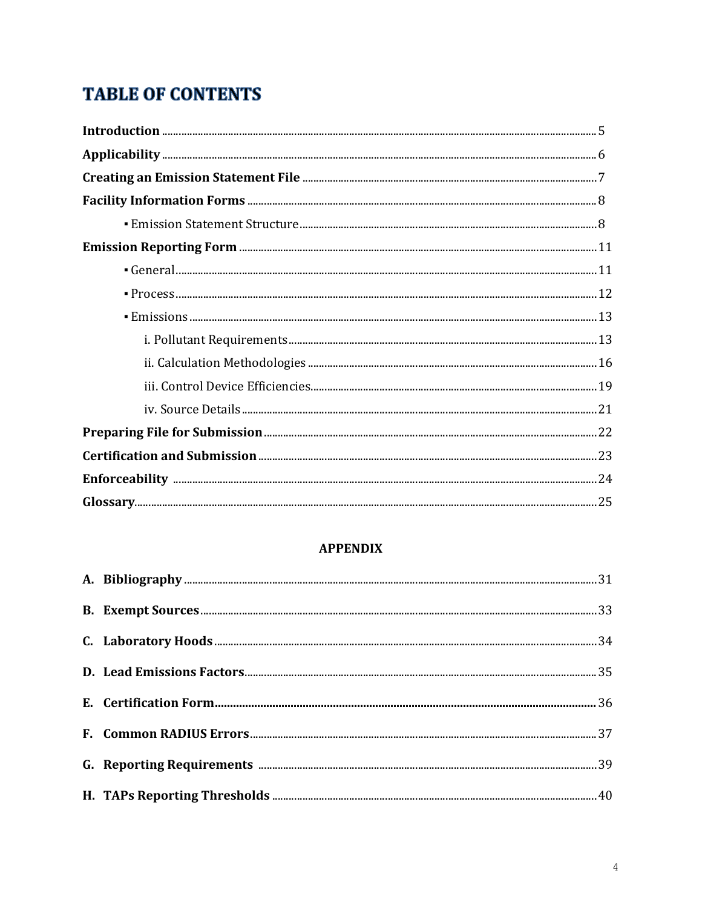# TABLE OF CONTENTS

**Introduction** ..... 5

**Applicability** ..... 6

**Creating an Emission Statement File** ..... 7

**Facility Information Forms** ..... 8

- ▪ Emission Statement Structure ..... 8

**Emission Reporting Form** ..... 11

- ▪ General ..... 11
- ▪ Process ..... 12
- ▪ Emissions ..... 13
  - i. Pollutant Requirements ..... 13
  - ii. Calculation Methodologies ..... 16
  - iii. Control Device Efficiencies ..... 19
  - iv. Source Details ..... 21

**Preparing File for Submission** ..... 22

**Certification and Submission** ..... 23

**Enforceability** ..... 24

**Glossary** ..... 25

## APPENDIX

**A. Bibliography** ..... 31

**B. Exempt Sources** ..... 33

**C. Laboratory Hoods** ..... 34

**D. Lead Emissions Factors** ..... 35

**E. Certification Form** ..... 36

**F. Common RADIUS Errors** ..... 37

**G. Reporting Requirements** ..... 39

**H. TAPs Reporting Thresholds** ..... 40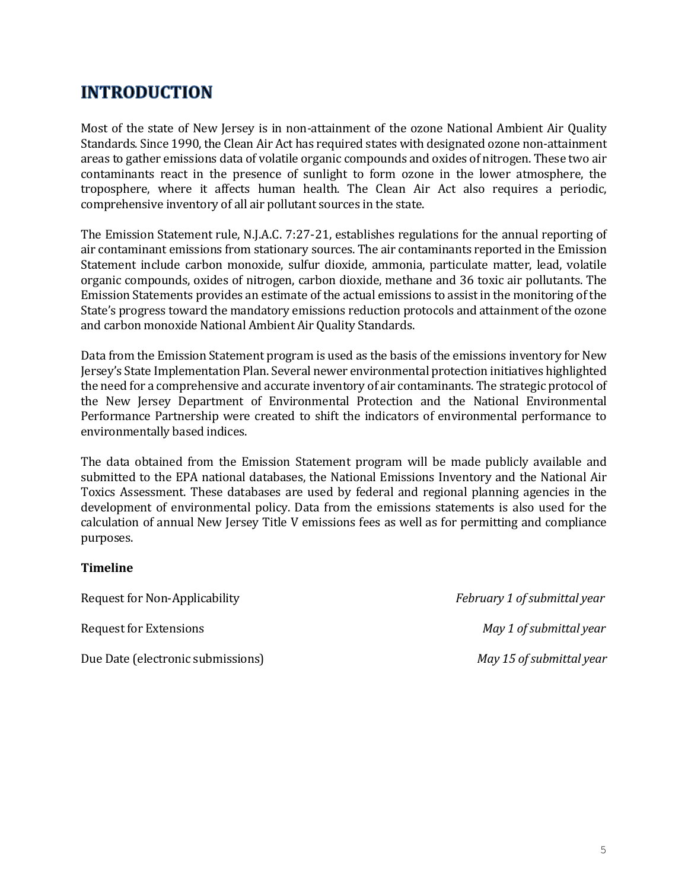# INTRODUCTION

Most of the state of New Jersey is in non-attainment of the ozone National Ambient Air Quality Standards. Since 1990, the Clean Air Act has required states with designated ozone non-attainment areas to gather emissions data of volatile organic compounds and oxides of nitrogen. These two air contaminants react in the presence of sunlight to form ozone in the lower atmosphere, the troposphere, where it affects human health. The Clean Air Act also requires a periodic, comprehensive inventory of all air pollutant sources in the state.

The Emission Statement rule, N.J.A.C. 7:27-21, establishes regulations for the annual reporting of air contaminant emissions from stationary sources. The air contaminants reported in the Emission Statement include carbon monoxide, sulfur dioxide, ammonia, particulate matter, lead, volatile organic compounds, oxides of nitrogen, carbon dioxide, methane and 36 toxic air pollutants. The Emission Statements provides an estimate of the actual emissions to assist in the monitoring of the State's progress toward the mandatory emissions reduction protocols and attainment of the ozone and carbon monoxide National Ambient Air Quality Standards.

Data from the Emission Statement program is used as the basis of the emissions inventory for New Jersey's State Implementation Plan. Several newer environmental protection initiatives highlighted the need for a comprehensive and accurate inventory of air contaminants. The strategic protocol of the New Jersey Department of Environmental Protection and the National Environmental Performance Partnership were created to shift the indicators of environmental performance to environmentally based indices.

The data obtained from the Emission Statement program will be made publicly available and submitted to the EPA national databases, the National Emissions Inventory and the National Air Toxics Assessment. These databases are used by federal and regional planning agencies in the development of environmental policy. Data from the emissions statements is also used for the calculation of annual New Jersey Title V emissions fees as well as for permitting and compliance purposes.

**Timeline**

| | |
|---|---|
| Request for Non-Applicability | *February 1 of submittal year* |
| Request for Extensions | *May 1 of submittal year* |
| Due Date (electronic submissions) | *May 15 of submittal year* |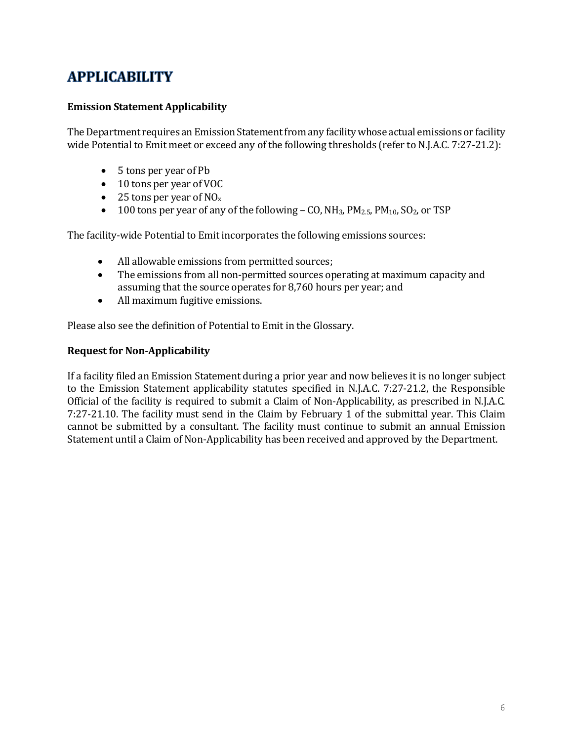# APPLICABILITY

**Emission Statement Applicability**

The Department requires an Emission Statement from any facility whose actual emissions or facility wide Potential to Emit meet or exceed any of the following thresholds (refer to N.J.A.C. 7:27-21.2):

- 5 tons per year of Pb
- 10 tons per year of VOC
- 25 tons per year of $NO_x$
- 100 tons per year of any of the following – CO, $NH_3$, $PM_{2.5}$, $PM_{10}$, $SO_2$, or TSP

The facility-wide Potential to Emit incorporates the following emissions sources:

- All allowable emissions from permitted sources;
- The emissions from all non-permitted sources operating at maximum capacity and assuming that the source operates for 8,760 hours per year; and
- All maximum fugitive emissions.

Please also see the definition of Potential to Emit in the Glossary.

**Request for Non-Applicability**

If a facility filed an Emission Statement during a prior year and now believes it is no longer subject to the Emission Statement applicability statutes specified in N.J.A.C. 7:27-21.2, the Responsible Official of the facility is required to submit a Claim of Non-Applicability, as prescribed in N.J.A.C. 7:27-21.10. The facility must send in the Claim by February 1 of the submittal year. This Claim cannot be submitted by a consultant. The facility must continue to submit an annual Emission Statement until a Claim of Non-Applicability has been received and approved by the Department.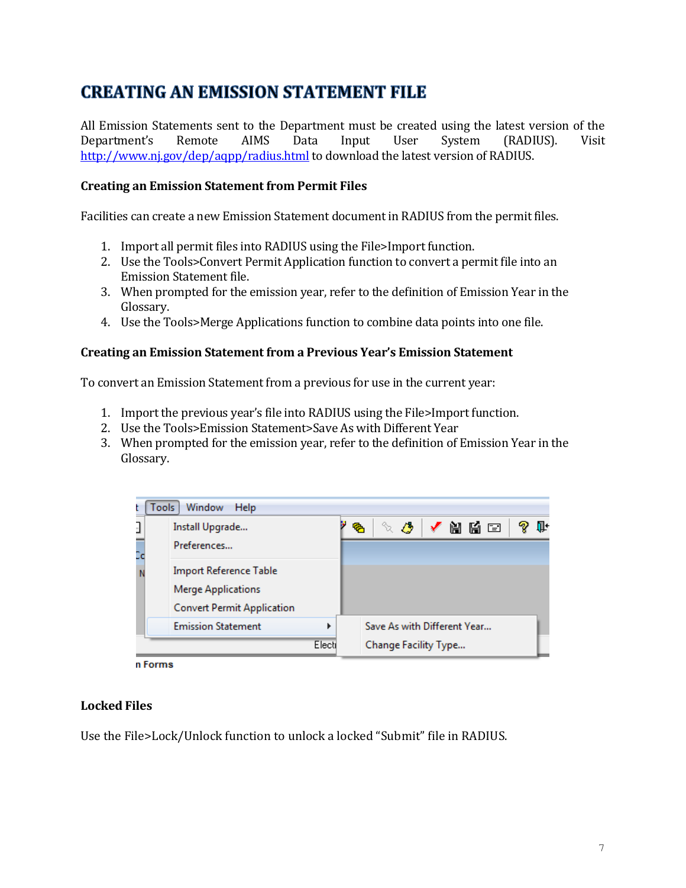# CREATING AN EMISSION STATEMENT FILE

All Emission Statements sent to the Department must be created using the latest version of the Department's Remote AIMS Data Input User System (RADIUS). Visit http://www.nj.gov/dep/aqpp/radius.html to download the latest version of RADIUS.

### Creating an Emission Statement from Permit Files

Facilities can create a new Emission Statement document in RADIUS from the permit files.

1. Import all permit files into RADIUS using the File>Import function.
2. Use the Tools>Convert Permit Application function to convert a permit file into an Emission Statement file.
3. When prompted for the emission year, refer to the definition of Emission Year in the Glossary.
4. Use the Tools>Merge Applications function to combine data points into one file.

### Creating an Emission Statement from a Previous Year's Emission Statement

To convert an Emission Statement from a previous for use in the current year:

1. Import the previous year's file into RADIUS using the File>Import function.
2. Use the Tools>Emission Statement>Save As with Different Year
3. When prompted for the emission year, refer to the definition of Emission Year in the Glossary.

### Locked Files

Use the File>Lock/Unlock function to unlock a locked "Submit" file in RADIUS.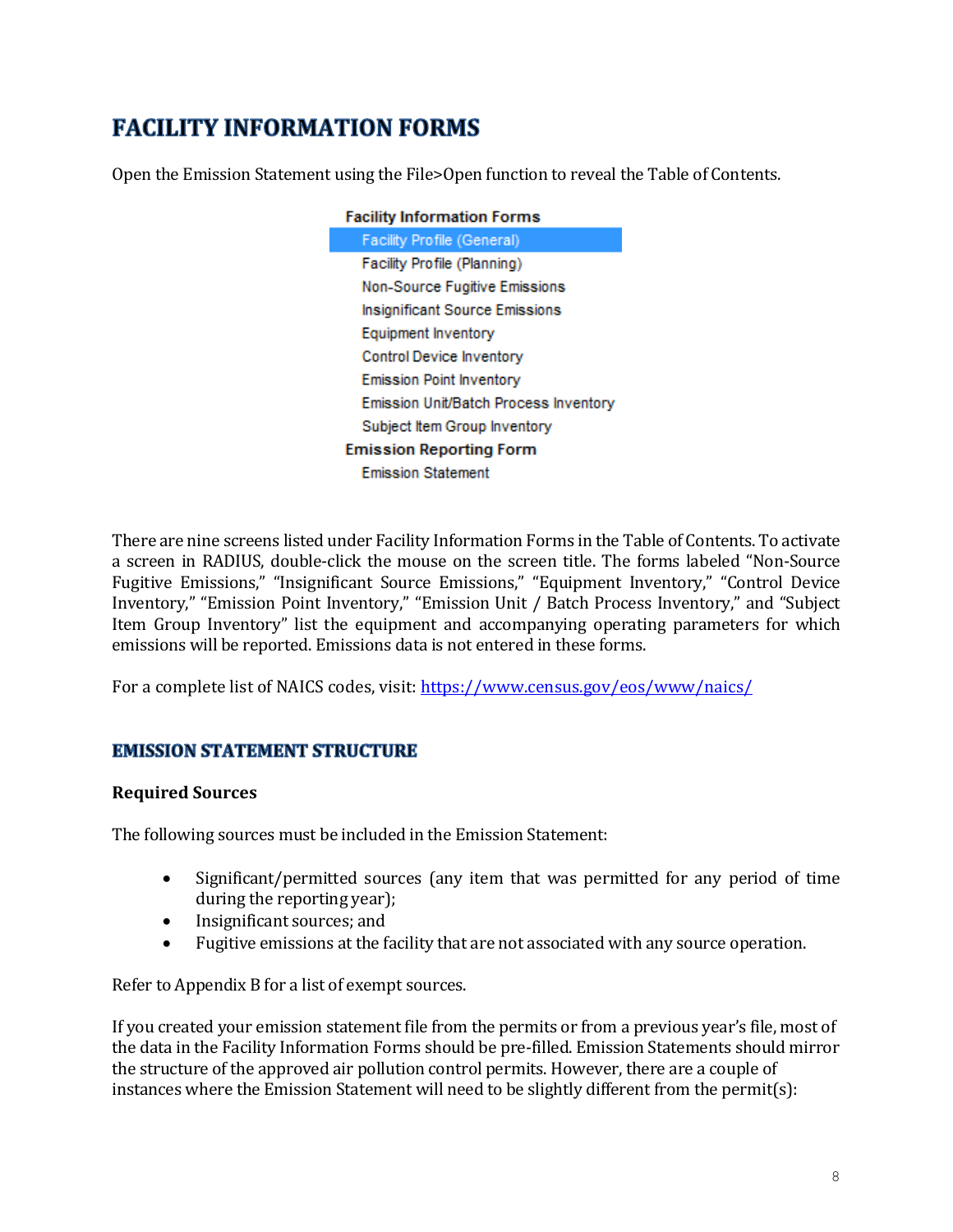# FACILITY INFORMATION FORMS

Open the Emission Statement using the File>Open function to reveal the Table of Contents.

**Facility Information Forms**
- Facility Profile (General)
- Facility Profile (Planning)
- Non-Source Fugitive Emissions
- Insignificant Source Emissions
- Equipment Inventory
- Control Device Inventory
- Emission Point Inventory
- Emission Unit/Batch Process Inventory
- Subject Item Group Inventory

**Emission Reporting Form**
- Emission Statement

There are nine screens listed under Facility Information Forms in the Table of Contents. To activate a screen in RADIUS, double-click the mouse on the screen title. The forms labeled "Non-Source Fugitive Emissions," "Insignificant Source Emissions," "Equipment Inventory," "Control Device Inventory," "Emission Point Inventory," "Emission Unit / Batch Process Inventory," and "Subject Item Group Inventory" list the equipment and accompanying operating parameters for which emissions will be reported. Emissions data is not entered in these forms.

For a complete list of NAICS codes, visit: https://www.census.gov/eos/www/naics/

## EMISSION STATEMENT STRUCTURE

### Required Sources

The following sources must be included in the Emission Statement:

- Significant/permitted sources (any item that was permitted for any period of time during the reporting year);
- Insignificant sources; and
- Fugitive emissions at the facility that are not associated with any source operation.

Refer to Appendix B for a list of exempt sources.

If you created your emission statement file from the permits or from a previous year's file, most of the data in the Facility Information Forms should be pre-filled. Emission Statements should mirror the structure of the approved air pollution control permits. However, there are a couple of instances where the Emission Statement will need to be slightly different from the permit(s):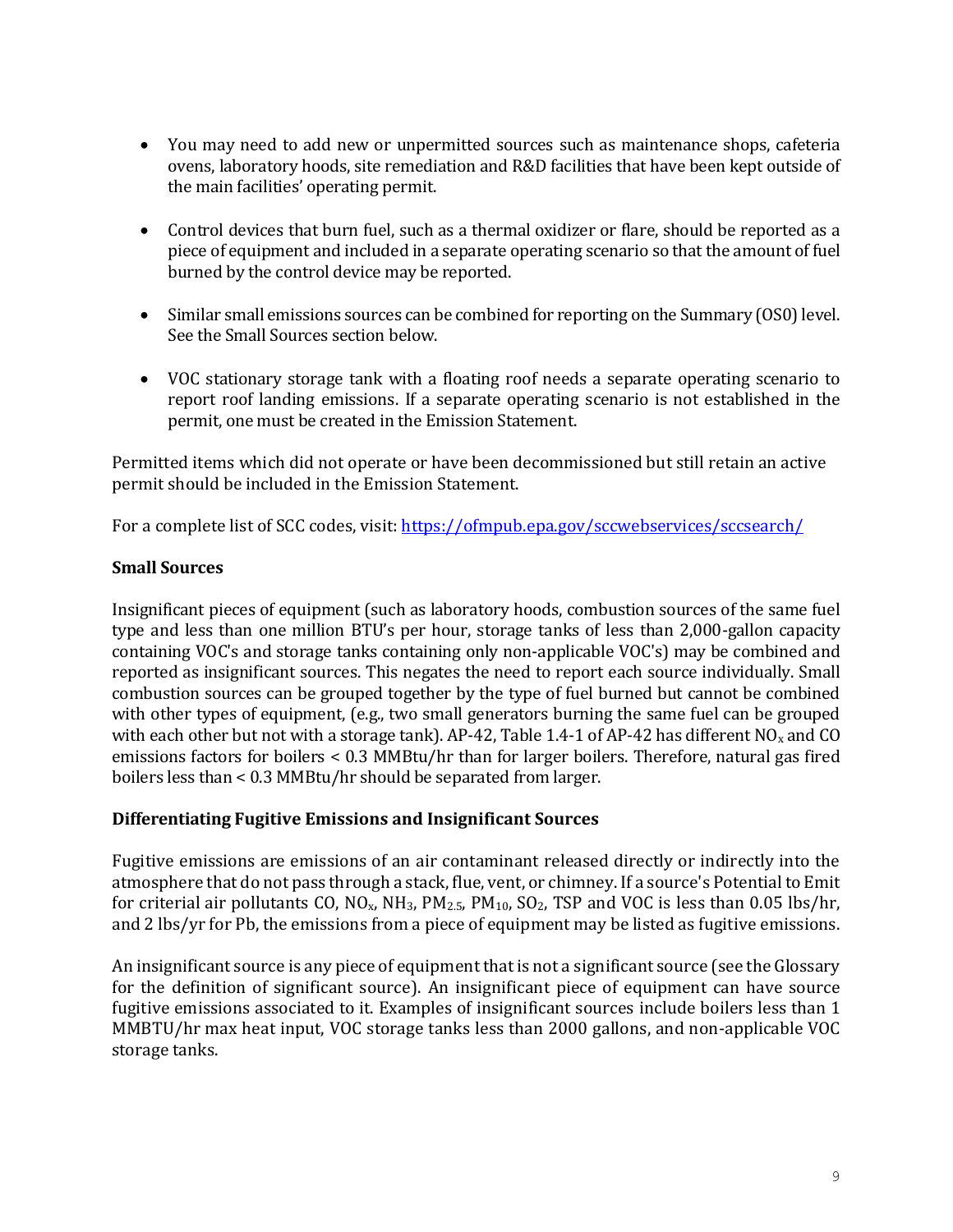- You may need to add new or unpermitted sources such as maintenance shops, cafeteria ovens, laboratory hoods, site remediation and R&D facilities that have been kept outside of the main facilities' operating permit.

- Control devices that burn fuel, such as a thermal oxidizer or flare, should be reported as a piece of equipment and included in a separate operating scenario so that the amount of fuel burned by the control device may be reported.

- Similar small emissions sources can be combined for reporting on the Summary (OS0) level. See the Small Sources section below.

- VOC stationary storage tank with a floating roof needs a separate operating scenario to report roof landing emissions. If a separate operating scenario is not established in the permit, one must be created in the Emission Statement.

Permitted items which did not operate or have been decommissioned but still retain an active permit should be included in the Emission Statement.

For a complete list of SCC codes, visit: https://ofmpub.epa.gov/sccwebservices/sccsearch/

**Small Sources**

Insignificant pieces of equipment (such as laboratory hoods, combustion sources of the same fuel type and less than one million BTU's per hour, storage tanks of less than 2,000-gallon capacity containing VOC's and storage tanks containing only non-applicable VOC's) may be combined and reported as insignificant sources. This negates the need to report each source individually. Small combustion sources can be grouped together by the type of fuel burned but cannot be combined with other types of equipment, (e.g., two small generators burning the same fuel can be grouped with each other but not with a storage tank). AP-42, Table 1.4-1 of AP-42 has different $NO_x$ and CO emissions factors for boilers < 0.3 MMBtu/hr than for larger boilers. Therefore, natural gas fired boilers less than < 0.3 MMBtu/hr should be separated from larger.

**Differentiating Fugitive Emissions and Insignificant Sources**

Fugitive emissions are emissions of an air contaminant released directly or indirectly into the atmosphere that do not pass through a stack, flue, vent, or chimney. If a source's Potential to Emit for criterial air pollutants CO, $NO_x$, $NH_3$, $PM_{2.5}$, $PM_{10}$, $SO_2$, TSP and VOC is less than 0.05 lbs/hr, and 2 lbs/yr for Pb, the emissions from a piece of equipment may be listed as fugitive emissions.

An insignificant source is any piece of equipment that is not a significant source (see the Glossary for the definition of significant source). An insignificant piece of equipment can have source fugitive emissions associated to it. Examples of insignificant sources include boilers less than 1 MMBTU/hr max heat input, VOC storage tanks less than 2000 gallons, and non-applicable VOC storage tanks.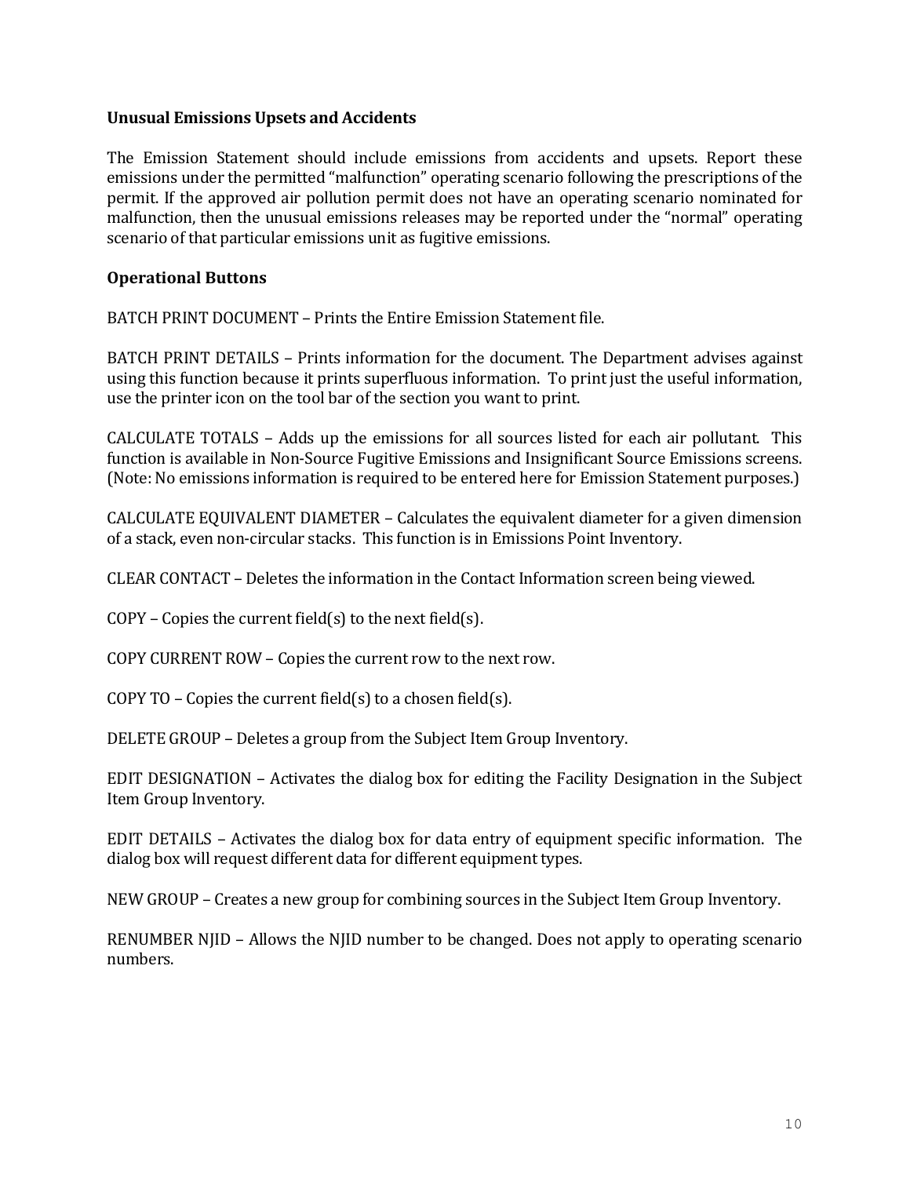**Unusual Emissions Upsets and Accidents**

The Emission Statement should include emissions from accidents and upsets. Report these emissions under the permitted "malfunction" operating scenario following the prescriptions of the permit. If the approved air pollution permit does not have an operating scenario nominated for malfunction, then the unusual emissions releases may be reported under the "normal" operating scenario of that particular emissions unit as fugitive emissions.

**Operational Buttons**

BATCH PRINT DOCUMENT – Prints the Entire Emission Statement file.

BATCH PRINT DETAILS – Prints information for the document. The Department advises against using this function because it prints superfluous information. To print just the useful information, use the printer icon on the tool bar of the section you want to print.

CALCULATE TOTALS – Adds up the emissions for all sources listed for each air pollutant. This function is available in Non-Source Fugitive Emissions and Insignificant Source Emissions screens. (Note: No emissions information is required to be entered here for Emission Statement purposes.)

CALCULATE EQUIVALENT DIAMETER – Calculates the equivalent diameter for a given dimension of a stack, even non-circular stacks. This function is in Emissions Point Inventory.

CLEAR CONTACT – Deletes the information in the Contact Information screen being viewed.

COPY – Copies the current field(s) to the next field(s).

COPY CURRENT ROW – Copies the current row to the next row.

COPY TO – Copies the current field(s) to a chosen field(s).

DELETE GROUP – Deletes a group from the Subject Item Group Inventory.

EDIT DESIGNATION – Activates the dialog box for editing the Facility Designation in the Subject Item Group Inventory.

EDIT DETAILS – Activates the dialog box for data entry of equipment specific information. The dialog box will request different data for different equipment types.

NEW GROUP – Creates a new group for combining sources in the Subject Item Group Inventory.

RENUMBER NJID – Allows the NJID number to be changed. Does not apply to operating scenario numbers.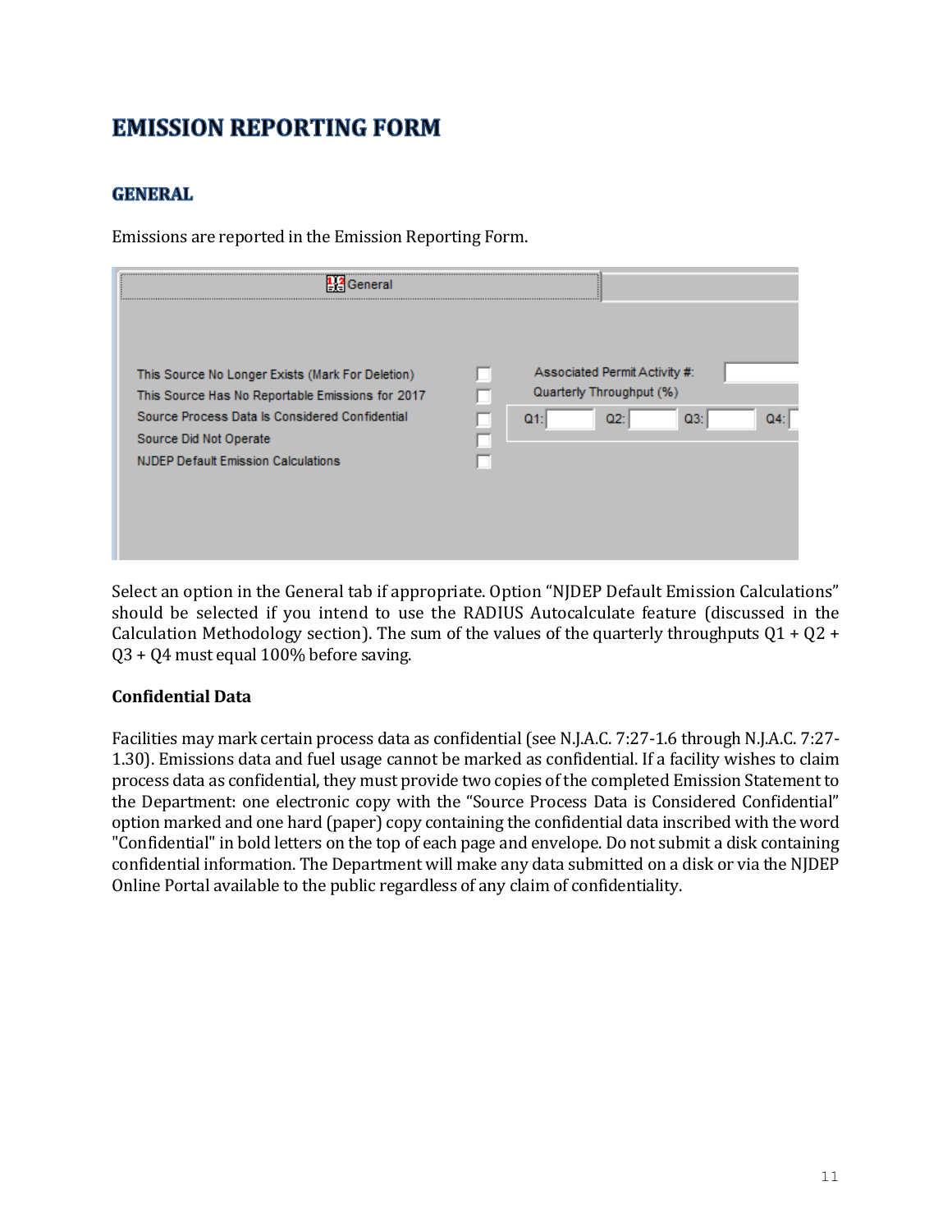# EMISSION REPORTING FORM

## GENERAL

Emissions are reported in the Emission Reporting Form.

Select an option in the General tab if appropriate. Option "NJDEP Default Emission Calculations" should be selected if you intend to use the RADIUS Autocalculate feature (discussed in the Calculation Methodology section). The sum of the values of the quarterly throughputs Q1 + Q2 + Q3 + Q4 must equal 100% before saving.

### Confidential Data

Facilities may mark certain process data as confidential (see N.J.A.C. 7:27-1.6 through N.J.A.C. 7:27-1.30). Emissions data and fuel usage cannot be marked as confidential. If a facility wishes to claim process data as confidential, they must provide two copies of the completed Emission Statement to the Department: one electronic copy with the "Source Process Data is Considered Confidential" option marked and one hard (paper) copy containing the confidential data inscribed with the word "Confidential" in bold letters on the top of each page and envelope. Do not submit a disk containing confidential information. The Department will make any data submitted on a disk or via the NJDEP Online Portal available to the public regardless of any claim of confidentiality.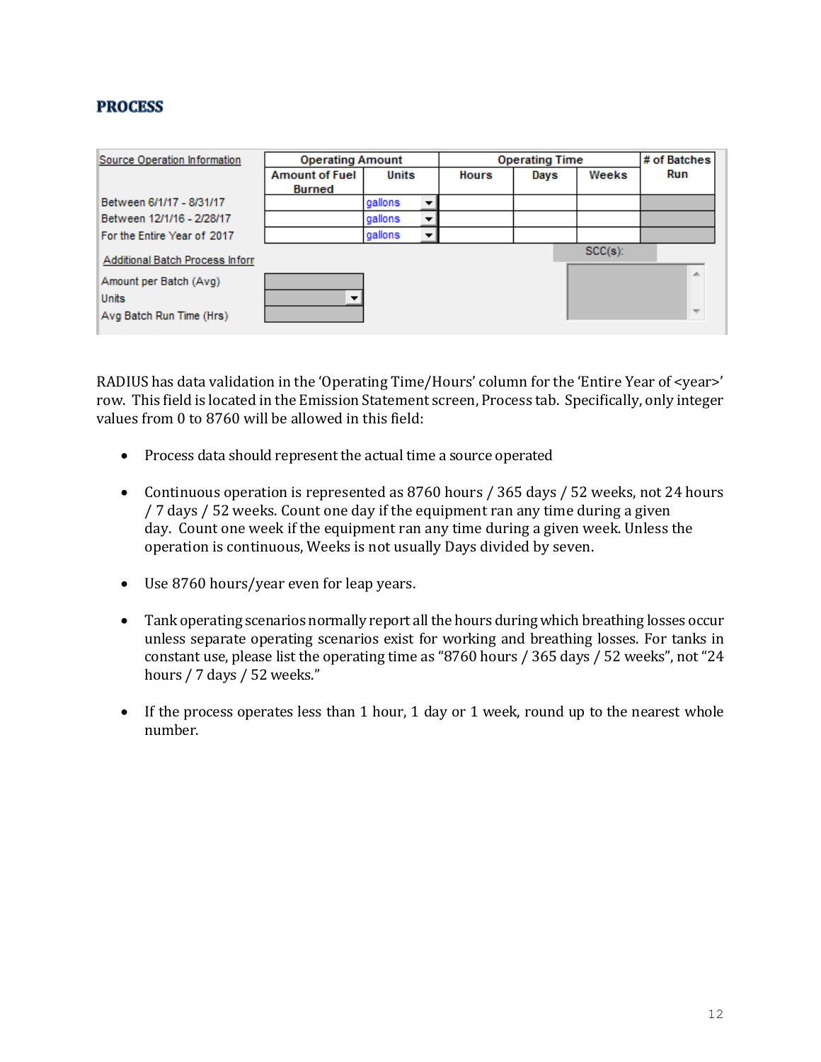## PROCESS

| Source Operation Information | Operating Amount | | Operating Time | | | # of Batches Run |
|---|---|---|---|---|---|---|
| | Amount of Fuel Burned | Units | Hours | Days | Weeks | |
| Between 6/1/17 - 8/31/17 | | gallons | | | | |
| Between 12/1/16 - 2/28/17 | | gallons | | | | |
| For the Entire Year of 2017 | | gallons | | | | |

Additional Batch Process Inforr

Amount per Batch (Avg)

Units

Avg Batch Run Time (Hrs)

SCC(s):

RADIUS has data validation in the 'Operating Time/Hours' column for the 'Entire Year of <year>' row. This field is located in the Emission Statement screen, Process tab. Specifically, only integer values from 0 to 8760 will be allowed in this field:

- Process data should represent the actual time a source operated
- Continuous operation is represented as 8760 hours / 365 days / 52 weeks, not 24 hours / 7 days / 52 weeks. Count one day if the equipment ran any time during a given day. Count one week if the equipment ran any time during a given week. Unless the operation is continuous, Weeks is not usually Days divided by seven.
- Use 8760 hours/year even for leap years.
- Tank operating scenarios normally report all the hours during which breathing losses occur unless separate operating scenarios exist for working and breathing losses. For tanks in constant use, please list the operating time as "8760 hours / 365 days / 52 weeks", not "24 hours / 7 days / 52 weeks."
- If the process operates less than 1 hour, 1 day or 1 week, round up to the nearest whole number.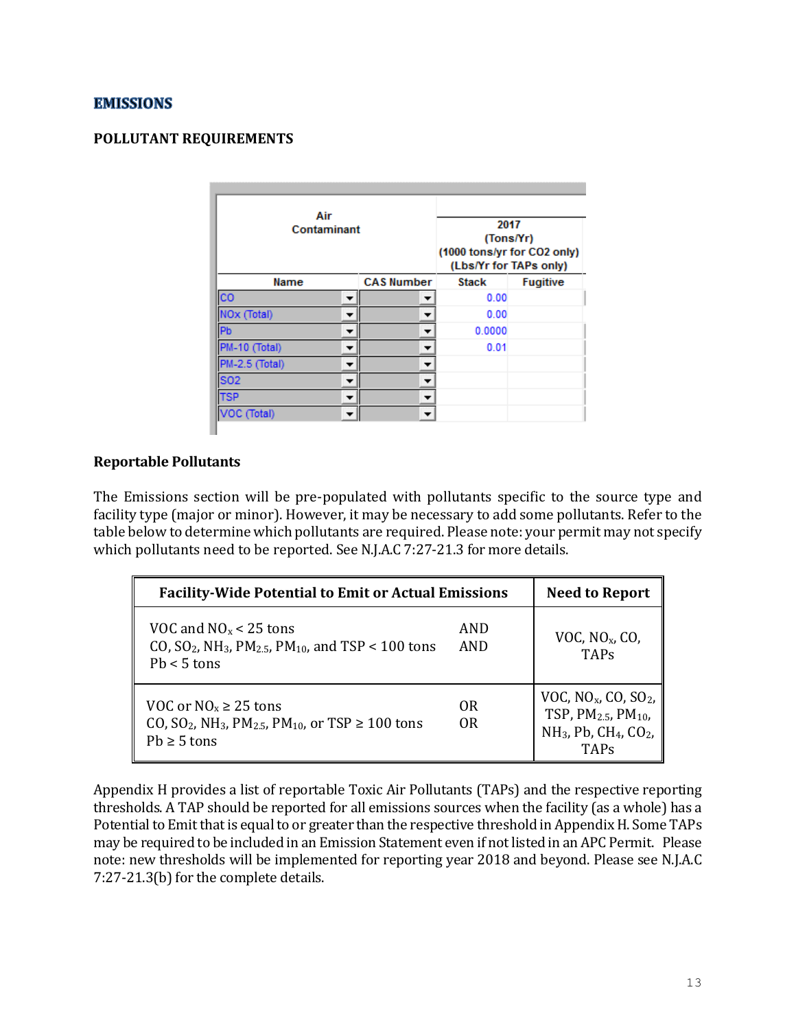# EMISSIONS

## POLLUTANT REQUIREMENTS

| Air Contaminant | | 2017 (Tons/Yr) (1000 tons/yr for CO2 only) (Lbs/Yr for TAPs only) | |
|---|---|---|---|
| Name | CAS Number | Stack | Fugitive |
| CO | | 0.00 | |
| NOx (Total) | | 0.00 | |
| Pb | | 0.0000 | |
| PM-10 (Total) | | 0.01 | |
| PM-2.5 (Total) | | | |
| SO2 | | | |
| TSP | | | |
| VOC (Total) | | | |

### Reportable Pollutants

The Emissions section will be pre-populated with pollutants specific to the source type and facility type (major or minor). However, it may be necessary to add some pollutants. Refer to the table below to determine which pollutants are required. Please note: your permit may not specify which pollutants need to be reported. See N.J.A.C 7:27-21.3 for more details.

| Facility-Wide Potential to Emit or Actual Emissions | | Need to Report |
|---|---|---|
| VOC and $NO_x$ < 25 tons<br>CO, $SO_2$, $NH_3$, $PM_{2.5}$, $PM_{10}$, and TSP < 100 tons<br>Pb < 5 tons | AND<br>AND | VOC, $NO_x$, CO, TAPs |
| VOC or $NO_x$ ≥ 25 tons<br>CO, $SO_2$, $NH_3$, $PM_{2.5}$, $PM_{10}$, or TSP ≥ 100 tons<br>Pb ≥ 5 tons | OR<br>OR | VOC, $NO_x$, CO, $SO_2$, TSP, $PM_{2.5}$, $PM_{10}$, $NH_3$, Pb, $CH_4$, $CO_2$, TAPs |

Appendix H provides a list of reportable Toxic Air Pollutants (TAPs) and the respective reporting thresholds. A TAP should be reported for all emissions sources when the facility (as a whole) has a Potential to Emit that is equal to or greater than the respective threshold in Appendix H. Some TAPs may be required to be included in an Emission Statement even if not listed in an APC Permit. Please note: new thresholds will be implemented for reporting year 2018 and beyond. Please see N.J.A.C 7:27-21.3(b) for the complete details.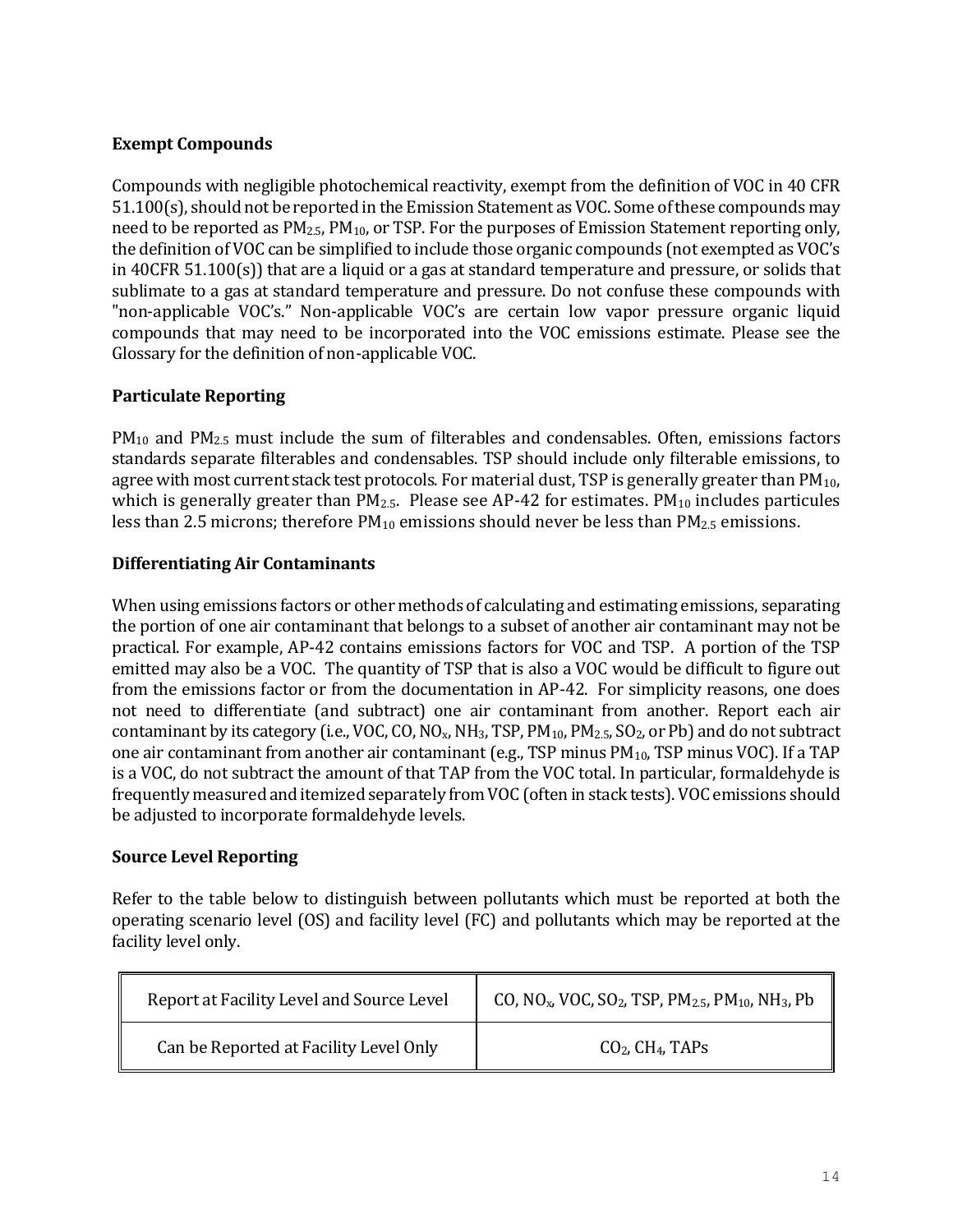### Exempt Compounds

Compounds with negligible photochemical reactivity, exempt from the definition of VOC in 40 CFR 51.100(s), should not be reported in the Emission Statement as VOC. Some of these compounds may need to be reported as $PM_{2.5}$, $PM_{10}$, or TSP. For the purposes of Emission Statement reporting only, the definition of VOC can be simplified to include those organic compounds (not exempted as VOC's in 40CFR 51.100(s)) that are a liquid or a gas at standard temperature and pressure, or solids that sublimate to a gas at standard temperature and pressure. Do not confuse these compounds with "non-applicable VOC's." Non-applicable VOC's are certain low vapor pressure organic liquid compounds that may need to be incorporated into the VOC emissions estimate. Please see the Glossary for the definition of non-applicable VOC.

### Particulate Reporting

$PM_{10}$ and $PM_{2.5}$ must include the sum of filterables and condensables. Often, emissions factors standards separate filterables and condensables. TSP should include only filterable emissions, to agree with most current stack test protocols. For material dust, TSP is generally greater than $PM_{10}$, which is generally greater than $PM_{2.5}$. Please see AP-42 for estimates. $PM_{10}$ includes particules less than 2.5 microns; therefore $PM_{10}$ emissions should never be less than $PM_{2.5}$ emissions.

### Differentiating Air Contaminants

When using emissions factors or other methods of calculating and estimating emissions, separating the portion of one air contaminant that belongs to a subset of another air contaminant may not be practical. For example, AP-42 contains emissions factors for VOC and TSP. A portion of the TSP emitted may also be a VOC. The quantity of TSP that is also a VOC would be difficult to figure out from the emissions factor or from the documentation in AP-42. For simplicity reasons, one does not need to differentiate (and subtract) one air contaminant from another. Report each air contaminant by its category (i.e., VOC, CO, $NO_x$, $NH_3$, TSP, $PM_{10}$, $PM_{2.5}$, $SO_2$, or Pb) and do not subtract one air contaminant from another air contaminant (e.g., TSP minus $PM_{10}$, TSP minus VOC). If a TAP is a VOC, do not subtract the amount of that TAP from the VOC total. In particular, formaldehyde is frequently measured and itemized separately from VOC (often in stack tests). VOC emissions should be adjusted to incorporate formaldehyde levels.

### Source Level Reporting

Refer to the table below to distinguish between pollutants which must be reported at both the operating scenario level (OS) and facility level (FC) and pollutants which may be reported at the facility level only.

| | |
|---|---|
| Report at Facility Level and Source Level | CO, $NO_x$, VOC, $SO_2$, TSP, $PM_{2.5}$, $PM_{10}$, $NH_3$, Pb |
| Can be Reported at Facility Level Only | $CO_2$, $CH_4$, TAPs |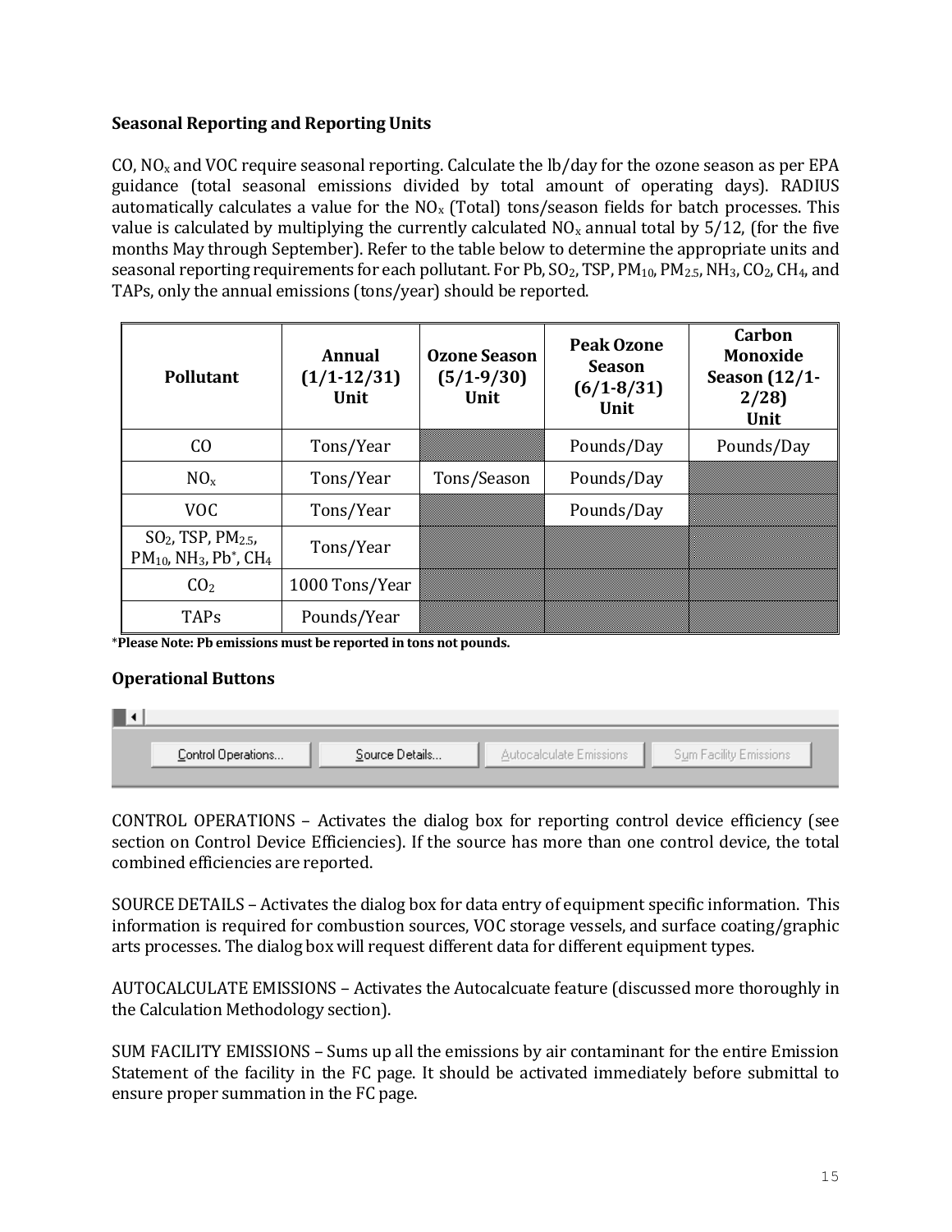### Seasonal Reporting and Reporting Units

CO, $NO_x$ and VOC require seasonal reporting. Calculate the lb/day for the ozone season as per EPA guidance (total seasonal emissions divided by total amount of operating days). RADIUS automatically calculates a value for the $NO_x$ (Total) tons/season fields for batch processes. This value is calculated by multiplying the currently calculated $NO_x$ annual total by 5/12, (for the five months May through September). Refer to the table below to determine the appropriate units and seasonal reporting requirements for each pollutant. For Pb, $SO_2$, TSP, $PM_{10}$, $PM_{2.5}$, $NH_3$, $CO_2$, $CH_4$, and TAPs, only the annual emissions (tons/year) should be reported.

| Pollutant | Annual (1/1-12/31) Unit | Ozone Season (5/1-9/30) Unit | Peak Ozone Season (6/1-8/31) Unit | Carbon Monoxide Season (12/1-2/28) Unit |
|---|---|---|---|---|
| CO | Tons/Year | | Pounds/Day | Pounds/Day |
| $NO_x$ | Tons/Year | Tons/Season | Pounds/Day | |
| VOC | Tons/Year | | Pounds/Day | |
| $SO_2$, TSP, $PM_{2.5}$, $PM_{10}$, $NH_3$, Pb*, $CH_4$ | Tons/Year | | | |
| $CO_2$ | 1000 Tons/Year | | | |
| TAPs | Pounds/Year | | | |

***Please Note: Pb emissions must be reported in tons not pounds.**

### Operational Buttons

Control Operations... | Source Details... | Autocalculate Emissions | Sum Facility Emissions

CONTROL OPERATIONS – Activates the dialog box for reporting control device efficiency (see section on Control Device Efficiencies). If the source has more than one control device, the total combined efficiencies are reported.

SOURCE DETAILS – Activates the dialog box for data entry of equipment specific information. This information is required for combustion sources, VOC storage vessels, and surface coating/graphic arts processes. The dialog box will request different data for different equipment types.

AUTOCALCULATE EMISSIONS – Activates the Autocalcuate feature (discussed more thoroughly in the Calculation Methodology section).

SUM FACILITY EMISSIONS – Sums up all the emissions by air contaminant for the entire Emission Statement of the facility in the FC page. It should be activated immediately before submittal to ensure proper summation in the FC page.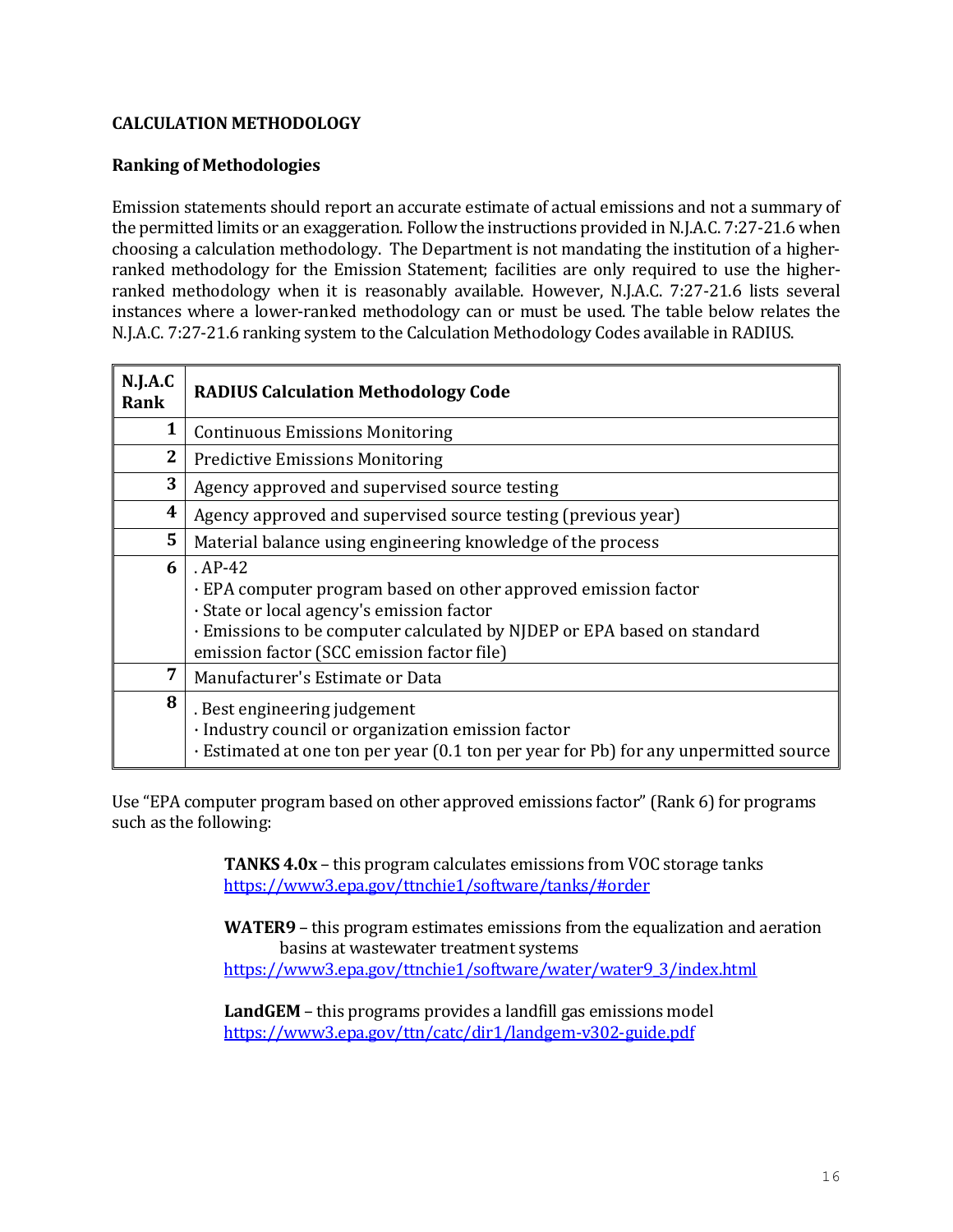**CALCULATION METHODOLOGY**

**Ranking of Methodologies**

Emission statements should report an accurate estimate of actual emissions and not a summary of the permitted limits or an exaggeration. Follow the instructions provided in N.J.A.C. 7:27-21.6 when choosing a calculation methodology. The Department is not mandating the institution of a higher-ranked methodology for the Emission Statement; facilities are only required to use the higher-ranked methodology when it is reasonably available. However, N.J.A.C. 7:27-21.6 lists several instances where a lower-ranked methodology can or must be used. The table below relates the N.J.A.C. 7:27-21.6 ranking system to the Calculation Methodology Codes available in RADIUS.

| N.J.A.C Rank | RADIUS Calculation Methodology Code |
|---|---|
| 1 | Continuous Emissions Monitoring |
| 2 | Predictive Emissions Monitoring |
| 3 | Agency approved and supervised source testing |
| 4 | Agency approved and supervised source testing (previous year) |
| 5 | Material balance using engineering knowledge of the process |
| 6 | . AP-42<br>· EPA computer program based on other approved emission factor<br>· State or local agency's emission factor<br>· Emissions to be computer calculated by NJDEP or EPA based on standard emission factor (SCC emission factor file) |
| 7 | Manufacturer's Estimate or Data |
| 8 | . Best engineering judgement<br>· Industry council or organization emission factor<br>· Estimated at one ton per year (0.1 ton per year for Pb) for any unpermitted source |

Use "EPA computer program based on other approved emissions factor" (Rank 6) for programs such as the following:

> **TANKS 4.0x** – this program calculates emissions from VOC storage tanks
> https://www3.epa.gov/ttnchie1/software/tanks/#order
>
> **WATER9** – this program estimates emissions from the equalization and aeration basins at wastewater treatment systems
> https://www3.epa.gov/ttnchie1/software/water/water9_3/index.html
>
> **LandGEM** – this programs provides a landfill gas emissions model
> https://www3.epa.gov/ttn/catc/dir1/landgem-v302-guide.pdf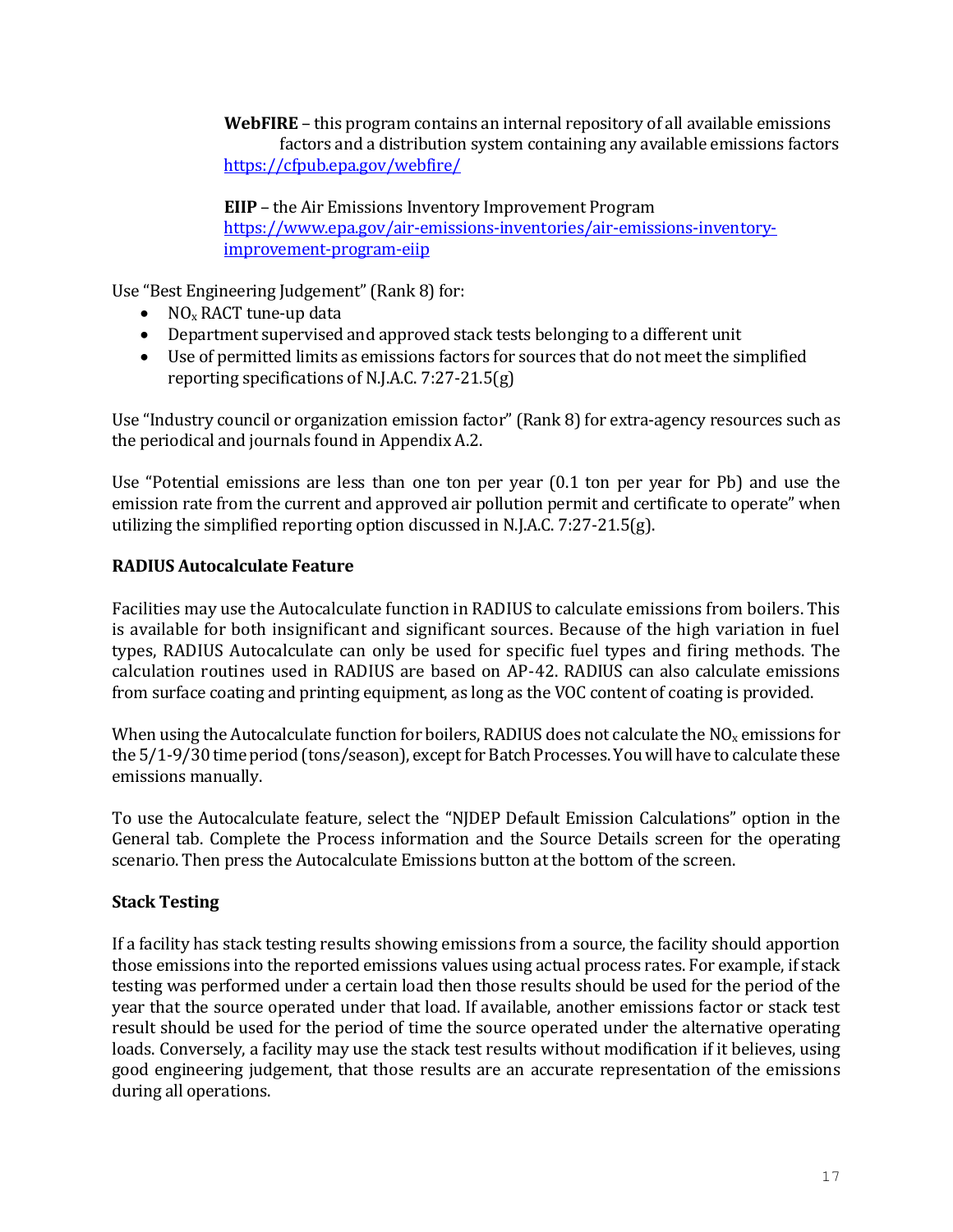**WebFIRE** – this program contains an internal repository of all available emissions factors and a distribution system containing any available emissions factors https://cfpub.epa.gov/webfire/

**EIIP** – the Air Emissions Inventory Improvement Program https://www.epa.gov/air-emissions-inventories/air-emissions-inventory-improvement-program-eiip

Use "Best Engineering Judgement" (Rank 8) for:

- $NO_x$ RACT tune-up data
- Department supervised and approved stack tests belonging to a different unit
- Use of permitted limits as emissions factors for sources that do not meet the simplified reporting specifications of N.J.A.C. 7:27-21.5(g)

Use "Industry council or organization emission factor" (Rank 8) for extra-agency resources such as the periodical and journals found in Appendix A.2.

Use "Potential emissions are less than one ton per year (0.1 ton per year for Pb) and use the emission rate from the current and approved air pollution permit and certificate to operate" when utilizing the simplified reporting option discussed in N.J.A.C. 7:27-21.5(g).

**RADIUS Autocalculate Feature**

Facilities may use the Autocalculate function in RADIUS to calculate emissions from boilers. This is available for both insignificant and significant sources. Because of the high variation in fuel types, RADIUS Autocalculate can only be used for specific fuel types and firing methods. The calculation routines used in RADIUS are based on AP-42. RADIUS can also calculate emissions from surface coating and printing equipment, as long as the VOC content of coating is provided.

When using the Autocalculate function for boilers, RADIUS does not calculate the $NO_x$ emissions for the 5/1-9/30 time period (tons/season), except for Batch Processes. You will have to calculate these emissions manually.

To use the Autocalculate feature, select the "NJDEP Default Emission Calculations" option in the General tab. Complete the Process information and the Source Details screen for the operating scenario. Then press the Autocalculate Emissions button at the bottom of the screen.

**Stack Testing**

If a facility has stack testing results showing emissions from a source, the facility should apportion those emissions into the reported emissions values using actual process rates. For example, if stack testing was performed under a certain load then those results should be used for the period of the year that the source operated under that load. If available, another emissions factor or stack test result should be used for the period of time the source operated under the alternative operating loads. Conversely, a facility may use the stack test results without modification if it believes, using good engineering judgement, that those results are an accurate representation of the emissions during all operations.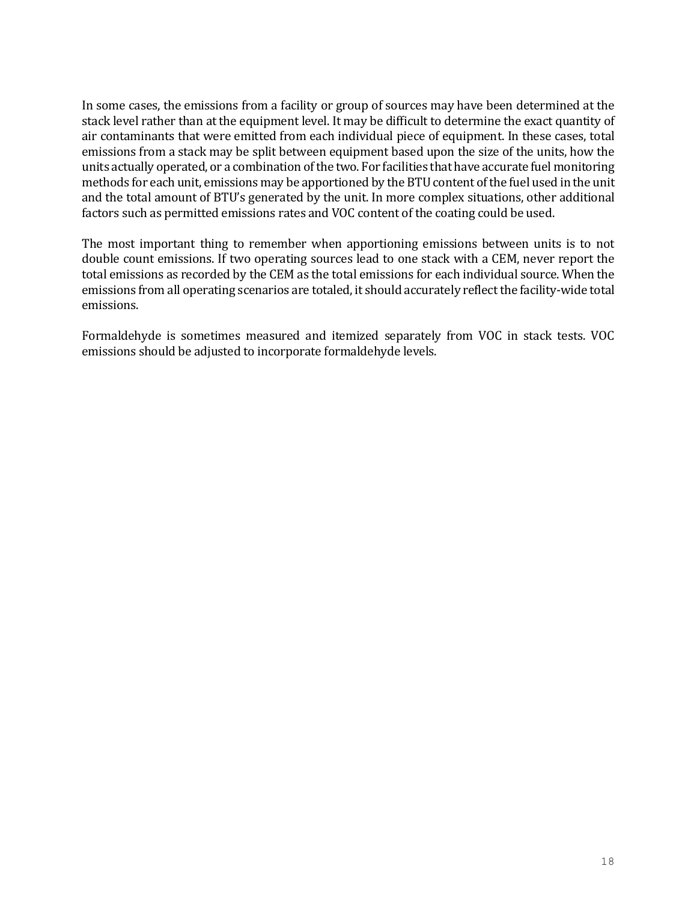In some cases, the emissions from a facility or group of sources may have been determined at the stack level rather than at the equipment level. It may be difficult to determine the exact quantity of air contaminants that were emitted from each individual piece of equipment. In these cases, total emissions from a stack may be split between equipment based upon the size of the units, how the units actually operated, or a combination of the two. For facilities that have accurate fuel monitoring methods for each unit, emissions may be apportioned by the BTU content of the fuel used in the unit and the total amount of BTU's generated by the unit. In more complex situations, other additional factors such as permitted emissions rates and VOC content of the coating could be used.

The most important thing to remember when apportioning emissions between units is to not double count emissions. If two operating sources lead to one stack with a CEM, never report the total emissions as recorded by the CEM as the total emissions for each individual source. When the emissions from all operating scenarios are totaled, it should accurately reflect the facility-wide total emissions.

Formaldehyde is sometimes measured and itemized separately from VOC in stack tests. VOC emissions should be adjusted to incorporate formaldehyde levels.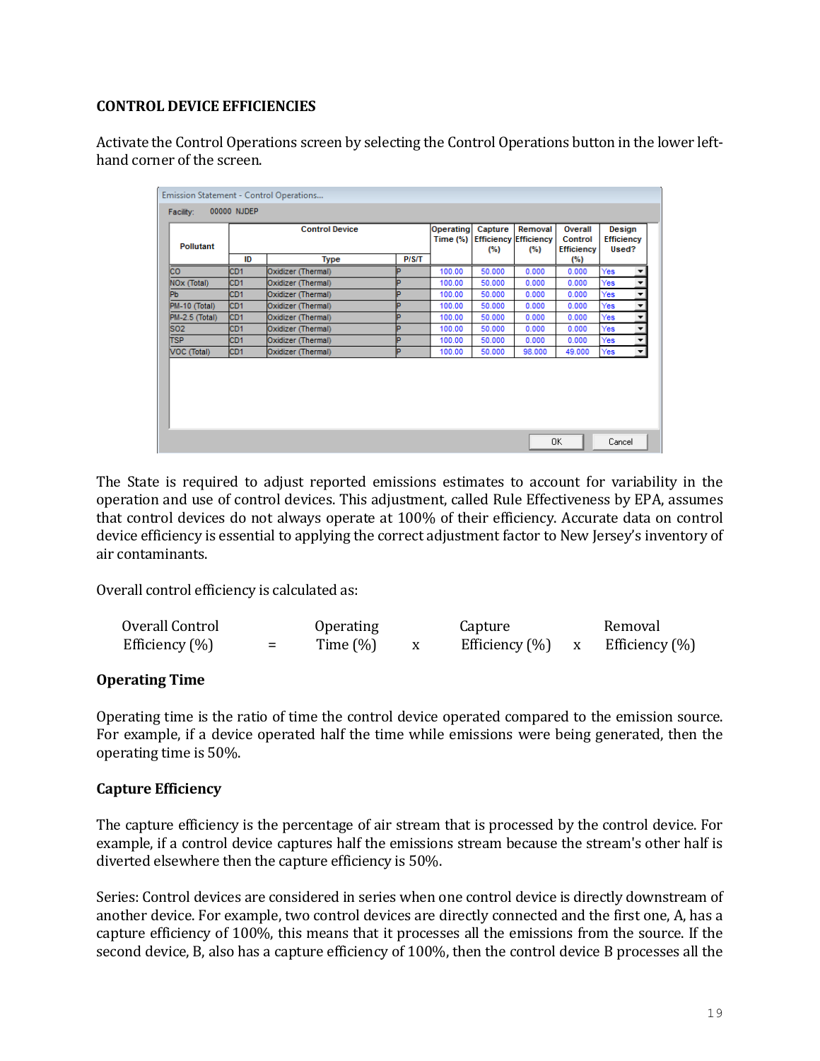### CONTROL DEVICE EFFICIENCIES

Activate the Control Operations screen by selecting the Control Operations button in the lower left-hand corner of the screen.

Emission Statement - Control Operations...

Facility: 00000 NJDEP

| Pollutant | Control Device | | | Operating Time (%) | Capture Efficiency (%) | Removal Efficiency (%) | Overall Control Efficiency (%) | Design Efficiency Used? |
|---|---|---|---|---|---|---|---|---|
| | ID | Type | P/S/T | | | | | |
| CO | CD1 | Oxidizer (Thermal) | P | 100.00 | 50.000 | 0.000 | 0.000 | Yes |
| NOx (Total) | CD1 | Oxidizer (Thermal) | P | 100.00 | 50.000 | 0.000 | 0.000 | Yes |
| Pb | CD1 | Oxidizer (Thermal) | P | 100.00 | 50.000 | 0.000 | 0.000 | Yes |
| PM-10 (Total) | CD1 | Oxidizer (Thermal) | P | 100.00 | 50.000 | 0.000 | 0.000 | Yes |
| PM-2.5 (Total) | CD1 | Oxidizer (Thermal) | P | 100.00 | 50.000 | 0.000 | 0.000 | Yes |
| SO2 | CD1 | Oxidizer (Thermal) | P | 100.00 | 50.000 | 0.000 | 0.000 | Yes |
| TSP | CD1 | Oxidizer (Thermal) | P | 100.00 | 50.000 | 0.000 | 0.000 | Yes |
| VOC (Total) | CD1 | Oxidizer (Thermal) | P | 100.00 | 50.000 | 98.000 | 49.000 | Yes |

OK Cancel

The State is required to adjust reported emissions estimates to account for variability in the operation and use of control devices. This adjustment, called Rule Effectiveness by EPA, assumes that control devices do not always operate at 100% of their efficiency. Accurate data on control device efficiency is essential to applying the correct adjustment factor to New Jersey's inventory of air contaminants.

Overall control efficiency is calculated as:

$$\text{Overall Control Efficiency (\%)} = \text{Operating Time (\%)} \times \text{Capture Efficiency (\%)} \times \text{Removal Efficiency (\%)}$$

#### Operating Time

Operating time is the ratio of time the control device operated compared to the emission source. For example, if a device operated half the time while emissions were being generated, then the operating time is 50%.

#### Capture Efficiency

The capture efficiency is the percentage of air stream that is processed by the control device. For example, if a control device captures half the emissions stream because the stream's other half is diverted elsewhere then the capture efficiency is 50%.

Series: Control devices are considered in series when one control device is directly downstream of another device. For example, two control devices are directly connected and the first one, A, has a capture efficiency of 100%, this means that it processes all the emissions from the source. If the second device, B, also has a capture efficiency of 100%, then the control device B processes all the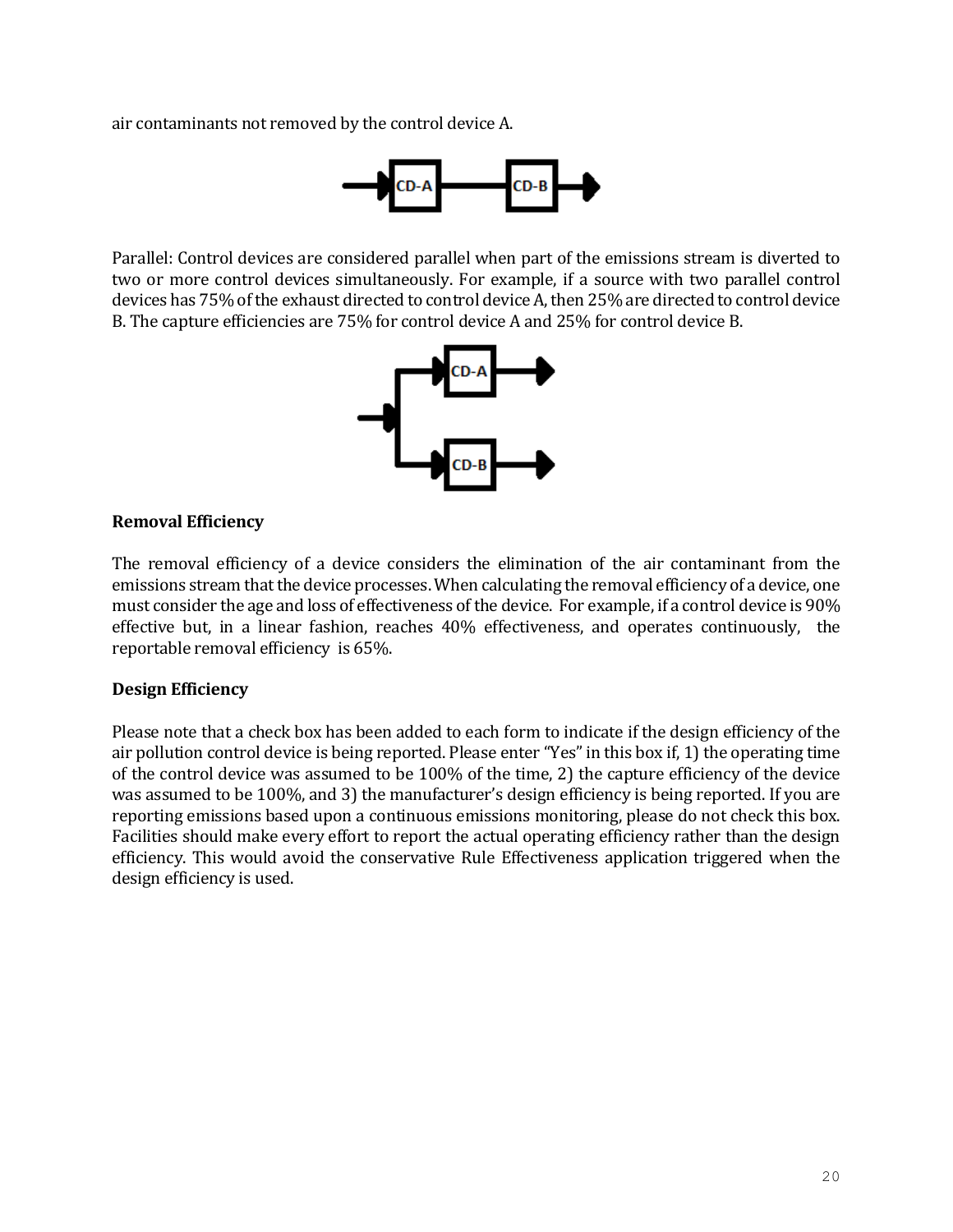air contaminants not removed by the control device A.

Parallel: Control devices are considered parallel when part of the emissions stream is diverted to two or more control devices simultaneously. For example, if a source with two parallel control devices has 75% of the exhaust directed to control device A, then 25% are directed to control device B. The capture efficiencies are 75% for control device A and 25% for control device B.

**Removal Efficiency**

The removal efficiency of a device considers the elimination of the air contaminant from the emissions stream that the device processes. When calculating the removal efficiency of a device, one must consider the age and loss of effectiveness of the device. For example, if a control device is 90% effective but, in a linear fashion, reaches 40% effectiveness, and operates continuously, the reportable removal efficiency is 65%.

**Design Efficiency**

Please note that a check box has been added to each form to indicate if the design efficiency of the air pollution control device is being reported. Please enter "Yes" in this box if, 1) the operating time of the control device was assumed to be 100% of the time, 2) the capture efficiency of the device was assumed to be 100%, and 3) the manufacturer's design efficiency is being reported. If you are reporting emissions based upon a continuous emissions monitoring, please do not check this box. Facilities should make every effort to report the actual operating efficiency rather than the design efficiency. This would avoid the conservative Rule Effectiveness application triggered when the design efficiency is used.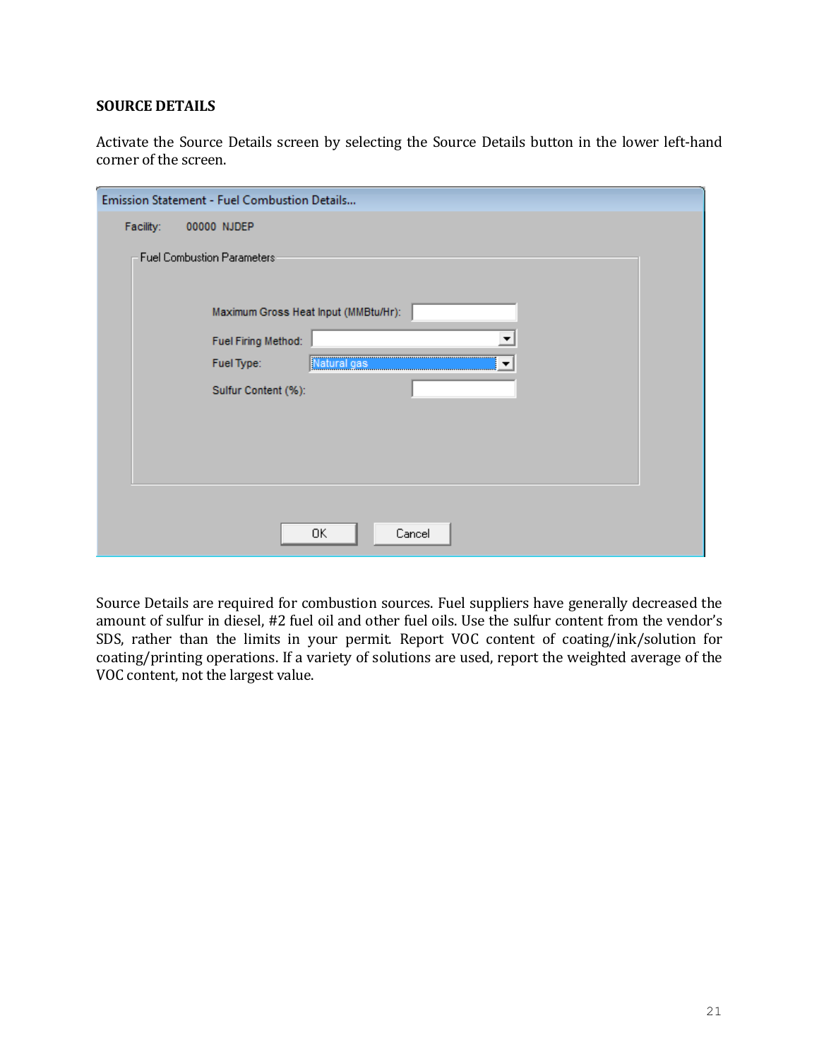## SOURCE DETAILS

Activate the Source Details screen by selecting the Source Details button in the lower left-hand corner of the screen.

Emission Statement - Fuel Combustion Details...

Facility: 00000 NJDEP

Fuel Combustion Parameters

Maximum Gross Heat Input (MMBtu/Hr):

Fuel Firing Method:

Fuel Type: Natural gas

Sulfur Content (%):

OK Cancel

Source Details are required for combustion sources. Fuel suppliers have generally decreased the amount of sulfur in diesel, #2 fuel oil and other fuel oils. Use the sulfur content from the vendor's SDS, rather than the limits in your permit. Report VOC content of coating/ink/solution for coating/printing operations. If a variety of solutions are used, report the weighted average of the VOC content, not the largest value.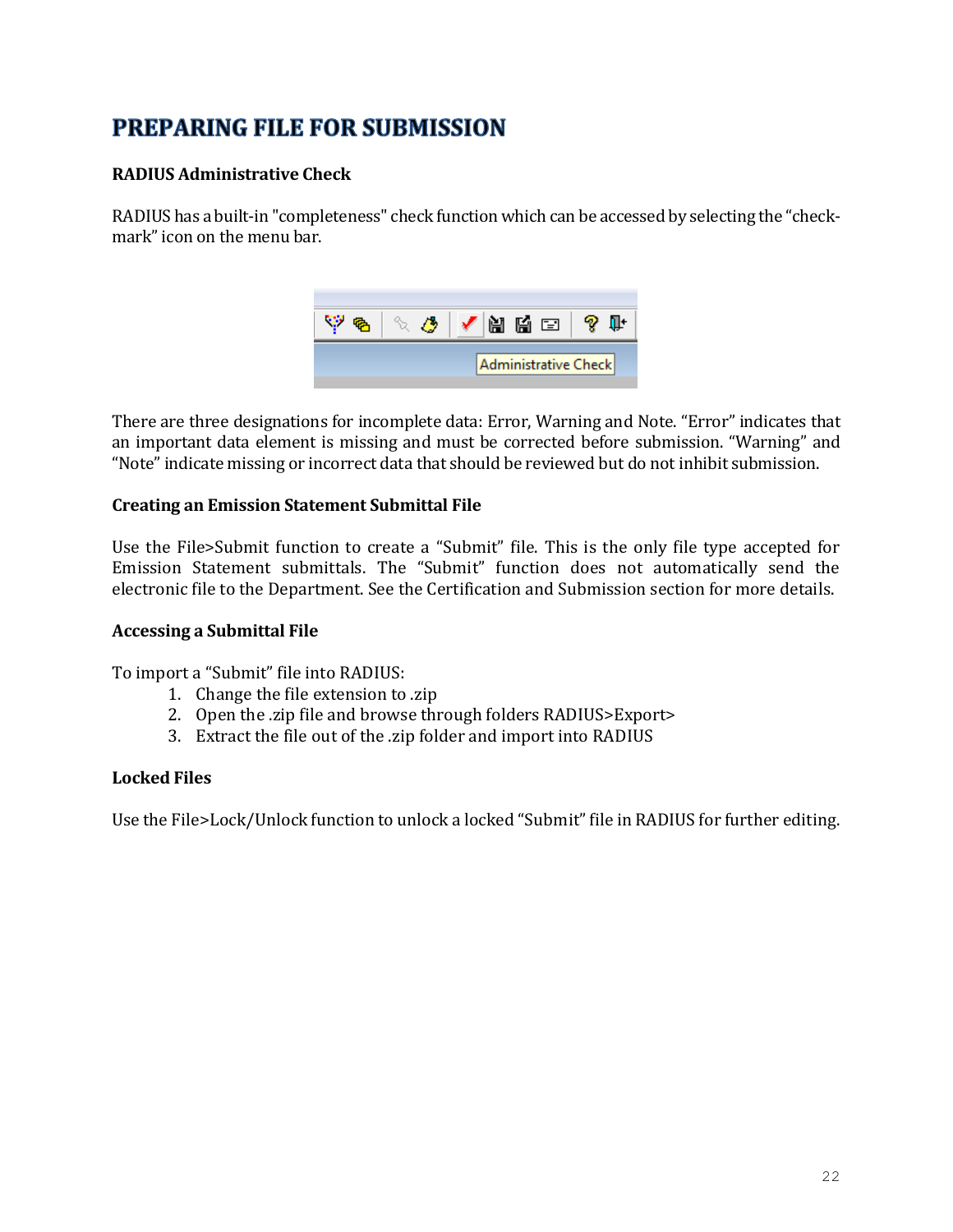# PREPARING FILE FOR SUBMISSION

**RADIUS Administrative Check**

RADIUS has a built-in "completeness" check function which can be accessed by selecting the "check-mark" icon on the menu bar.

There are three designations for incomplete data: Error, Warning and Note. "Error" indicates that an important data element is missing and must be corrected before submission. "Warning" and "Note" indicate missing or incorrect data that should be reviewed but do not inhibit submission.

**Creating an Emission Statement Submittal File**

Use the File>Submit function to create a "Submit" file. This is the only file type accepted for Emission Statement submittals. The "Submit" function does not automatically send the electronic file to the Department. See the Certification and Submission section for more details.

**Accessing a Submittal File**

To import a "Submit" file into RADIUS:

1. Change the file extension to .zip
2. Open the .zip file and browse through folders RADIUS>Export>
3. Extract the file out of the .zip folder and import into RADIUS

**Locked Files**

Use the File>Lock/Unlock function to unlock a locked "Submit" file in RADIUS for further editing.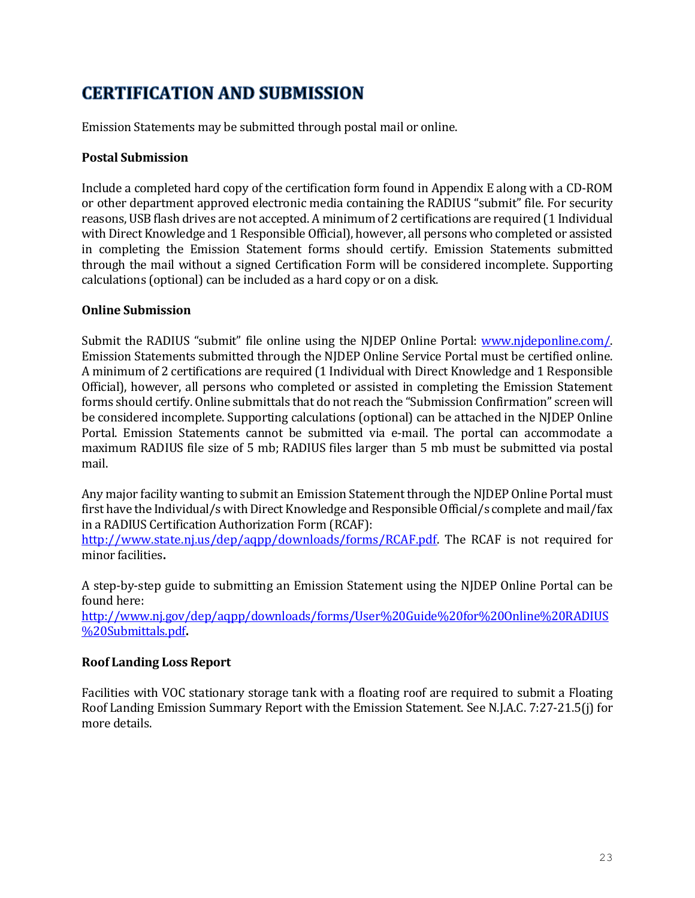# CERTIFICATION AND SUBMISSION

Emission Statements may be submitted through postal mail or online.

**Postal Submission**

Include a completed hard copy of the certification form found in Appendix E along with a CD-ROM or other department approved electronic media containing the RADIUS "submit" file. For security reasons, USB flash drives are not accepted. A minimum of 2 certifications are required (1 Individual with Direct Knowledge and 1 Responsible Official), however, all persons who completed or assisted in completing the Emission Statement forms should certify. Emission Statements submitted through the mail without a signed Certification Form will be considered incomplete. Supporting calculations (optional) can be included as a hard copy or on a disk.

**Online Submission**

Submit the RADIUS "submit" file online using the NJDEP Online Portal: [www.njdeponline.com/](www.njdeponline.com/). Emission Statements submitted through the NJDEP Online Service Portal must be certified online. A minimum of 2 certifications are required (1 Individual with Direct Knowledge and 1 Responsible Official), however, all persons who completed or assisted in completing the Emission Statement forms should certify. Online submittals that do not reach the "Submission Confirmation" screen will be considered incomplete. Supporting calculations (optional) can be attached in the NJDEP Online Portal. Emission Statements cannot be submitted via e-mail. The portal can accommodate a maximum RADIUS file size of 5 mb; RADIUS files larger than 5 mb must be submitted via postal mail.

Any major facility wanting to submit an Emission Statement through the NJDEP Online Portal must first have the Individual/s with Direct Knowledge and Responsible Official/s complete and mail/fax in a RADIUS Certification Authorization Form (RCAF): [http://www.state.nj.us/dep/aqpp/downloads/forms/RCAF.pdf](http://www.state.nj.us/dep/aqpp/downloads/forms/RCAF.pdf). The RCAF is not required for minor facilities**.**

A step-by-step guide to submitting an Emission Statement using the NJDEP Online Portal can be found here: [http://www.nj.gov/dep/aqpp/downloads/forms/User%20Guide%20for%20Online%20RADIUS%20Submittals.pdf](http://www.nj.gov/dep/aqpp/downloads/forms/User%20Guide%20for%20Online%20RADIUS%20Submittals.pdf)**.**

**Roof Landing Loss Report**

Facilities with VOC stationary storage tank with a floating roof are required to submit a Floating Roof Landing Emission Summary Report with the Emission Statement. See N.J.A.C. 7:27-21.5(j) for more details.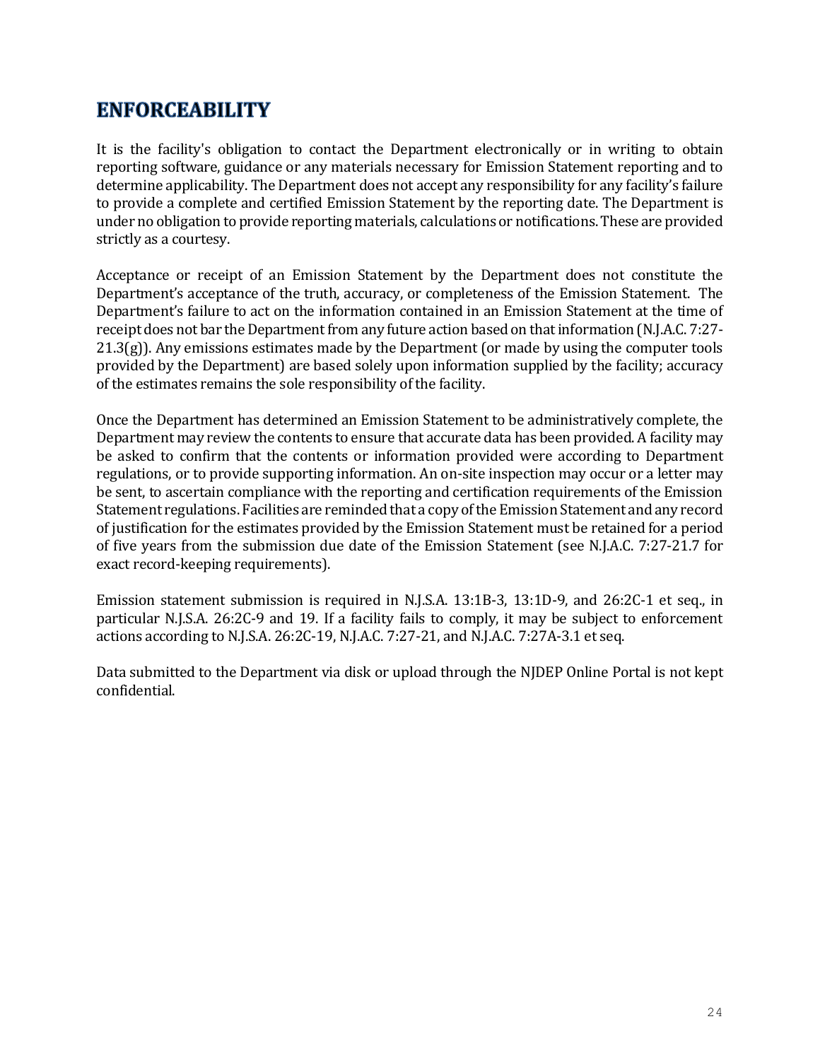# ENFORCEABILITY

It is the facility's obligation to contact the Department electronically or in writing to obtain reporting software, guidance or any materials necessary for Emission Statement reporting and to determine applicability. The Department does not accept any responsibility for any facility's failure to provide a complete and certified Emission Statement by the reporting date. The Department is under no obligation to provide reporting materials, calculations or notifications. These are provided strictly as a courtesy.

Acceptance or receipt of an Emission Statement by the Department does not constitute the Department's acceptance of the truth, accuracy, or completeness of the Emission Statement. The Department's failure to act on the information contained in an Emission Statement at the time of receipt does not bar the Department from any future action based on that information (N.J.A.C. 7:27-21.3(g)). Any emissions estimates made by the Department (or made by using the computer tools provided by the Department) are based solely upon information supplied by the facility; accuracy of the estimates remains the sole responsibility of the facility.

Once the Department has determined an Emission Statement to be administratively complete, the Department may review the contents to ensure that accurate data has been provided. A facility may be asked to confirm that the contents or information provided were according to Department regulations, or to provide supporting information. An on-site inspection may occur or a letter may be sent, to ascertain compliance with the reporting and certification requirements of the Emission Statement regulations. Facilities are reminded that a copy of the Emission Statement and any record of justification for the estimates provided by the Emission Statement must be retained for a period of five years from the submission due date of the Emission Statement (see N.J.A.C. 7:27-21.7 for exact record-keeping requirements).

Emission statement submission is required in N.J.S.A. 13:1B-3, 13:1D-9, and 26:2C-1 et seq., in particular N.J.S.A. 26:2C-9 and 19. If a facility fails to comply, it may be subject to enforcement actions according to N.J.S.A. 26:2C-19, N.J.A.C. 7:27-21, and N.J.A.C. 7:27A-3.1 et seq.

Data submitted to the Department via disk or upload through the NJDEP Online Portal is not kept confidential.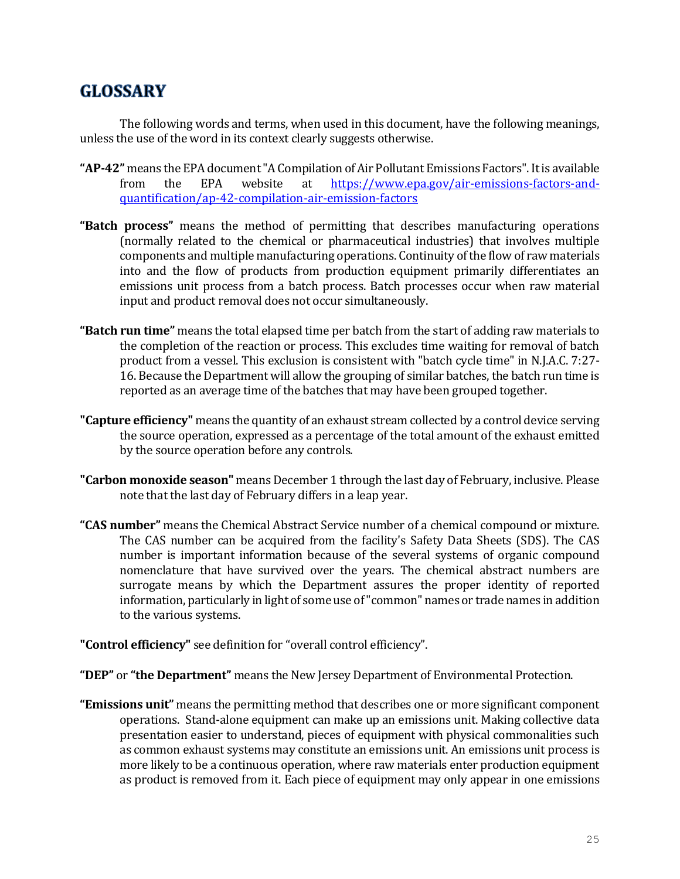# GLOSSARY

The following words and terms, when used in this document, have the following meanings, unless the use of the word in its context clearly suggests otherwise.

**"AP-42"** means the EPA document "A Compilation of Air Pollutant Emissions Factors". It is available from the EPA website at https://www.epa.gov/air-emissions-factors-and-quantification/ap-42-compilation-air-emission-factors

**"Batch process"** means the method of permitting that describes manufacturing operations (normally related to the chemical or pharmaceutical industries) that involves multiple components and multiple manufacturing operations. Continuity of the flow of raw materials into and the flow of products from production equipment primarily differentiates an emissions unit process from a batch process. Batch processes occur when raw material input and product removal does not occur simultaneously.

**"Batch run time"** means the total elapsed time per batch from the start of adding raw materials to the completion of the reaction or process. This excludes time waiting for removal of batch product from a vessel. This exclusion is consistent with "batch cycle time" in N.J.A.C. 7:27-16. Because the Department will allow the grouping of similar batches, the batch run time is reported as an average time of the batches that may have been grouped together.

**"Capture efficiency"** means the quantity of an exhaust stream collected by a control device serving the source operation, expressed as a percentage of the total amount of the exhaust emitted by the source operation before any controls.

**"Carbon monoxide season"** means December 1 through the last day of February, inclusive. Please note that the last day of February differs in a leap year.

**"CAS number"** means the Chemical Abstract Service number of a chemical compound or mixture. The CAS number can be acquired from the facility's Safety Data Sheets (SDS). The CAS number is important information because of the several systems of organic compound nomenclature that have survived over the years. The chemical abstract numbers are surrogate means by which the Department assures the proper identity of reported information, particularly in light of some use of "common" names or trade names in addition to the various systems.

**"Control efficiency"** see definition for "overall control efficiency".

**"DEP"** or **"the Department"** means the New Jersey Department of Environmental Protection.

**"Emissions unit"** means the permitting method that describes one or more significant component operations. Stand-alone equipment can make up an emissions unit. Making collective data presentation easier to understand, pieces of equipment with physical commonalities such as common exhaust systems may constitute an emissions unit. An emissions unit process is more likely to be a continuous operation, where raw materials enter production equipment as product is removed from it. Each piece of equipment may only appear in one emissions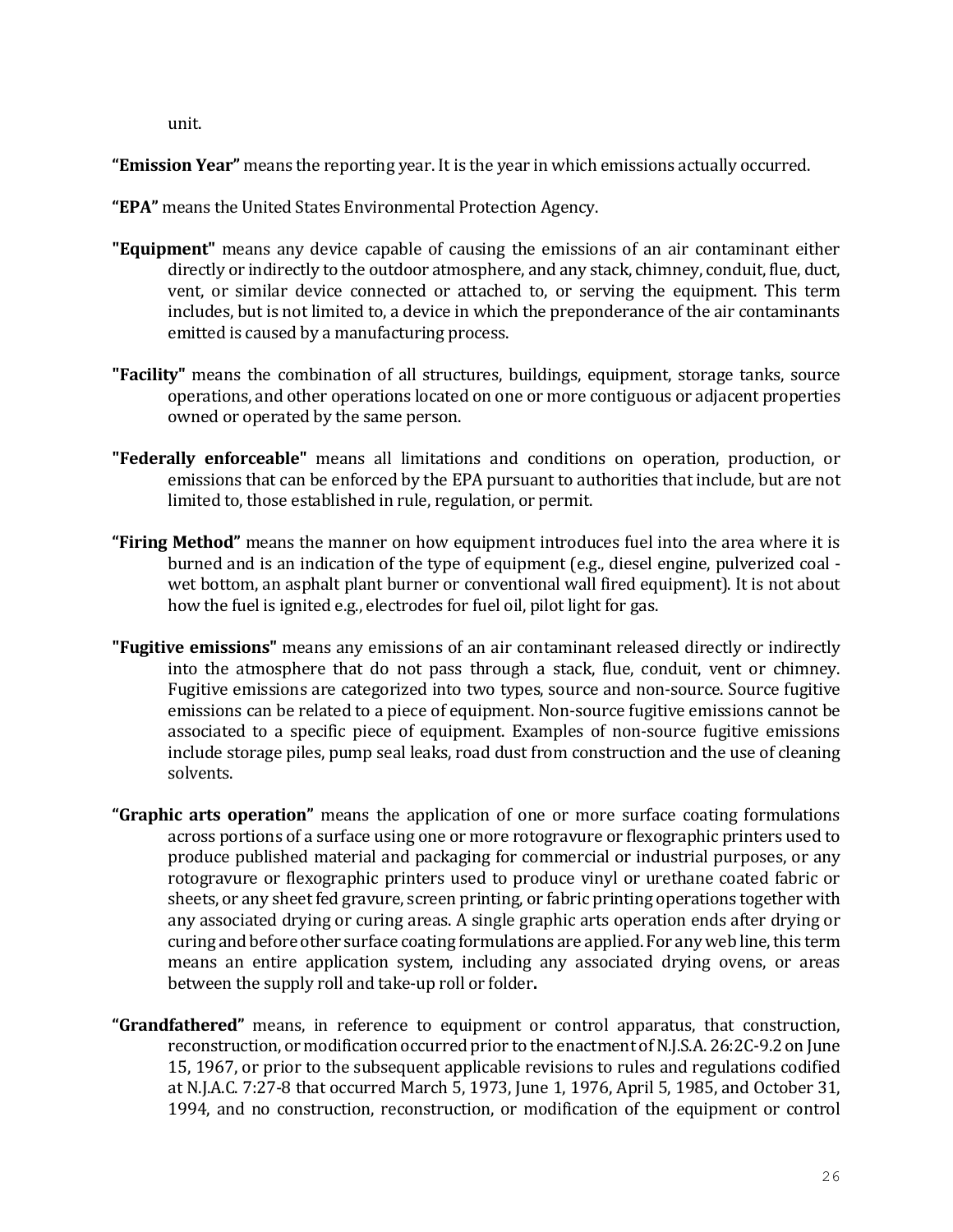unit.

**“Emission Year”** means the reporting year. It is the year in which emissions actually occurred.

**“EPA”** means the United States Environmental Protection Agency.

**"Equipment"** means any device capable of causing the emissions of an air contaminant either directly or indirectly to the outdoor atmosphere, and any stack, chimney, conduit, flue, duct, vent, or similar device connected or attached to, or serving the equipment. This term includes, but is not limited to, a device in which the preponderance of the air contaminants emitted is caused by a manufacturing process.

**"Facility"** means the combination of all structures, buildings, equipment, storage tanks, source operations, and other operations located on one or more contiguous or adjacent properties owned or operated by the same person.

**"Federally enforceable"** means all limitations and conditions on operation, production, or emissions that can be enforced by the EPA pursuant to authorities that include, but are not limited to, those established in rule, regulation, or permit.

**“Firing Method”** means the manner on how equipment introduces fuel into the area where it is burned and is an indication of the type of equipment (e.g., diesel engine, pulverized coal - wet bottom, an asphalt plant burner or conventional wall fired equipment). It is not about how the fuel is ignited e.g., electrodes for fuel oil, pilot light for gas.

**"Fugitive emissions"** means any emissions of an air contaminant released directly or indirectly into the atmosphere that do not pass through a stack, flue, conduit, vent or chimney. Fugitive emissions are categorized into two types, source and non-source. Source fugitive emissions can be related to a piece of equipment. Non-source fugitive emissions cannot be associated to a specific piece of equipment. Examples of non-source fugitive emissions include storage piles, pump seal leaks, road dust from construction and the use of cleaning solvents.

**“Graphic arts operation”** means the application of one or more surface coating formulations across portions of a surface using one or more rotogravure or flexographic printers used to produce published material and packaging for commercial or industrial purposes, or any rotogravure or flexographic printers used to produce vinyl or urethane coated fabric or sheets, or any sheet fed gravure, screen printing, or fabric printing operations together with any associated drying or curing areas. A single graphic arts operation ends after drying or curing and before other surface coating formulations are applied. For any web line, this term means an entire application system, including any associated drying ovens, or areas between the supply roll and take-up roll or folder**.**

**“Grandfathered”** means, in reference to equipment or control apparatus, that construction, reconstruction, or modification occurred prior to the enactment of N.J.S.A. 26:2C-9.2 on June 15, 1967, or prior to the subsequent applicable revisions to rules and regulations codified at N.J.A.C. 7:27-8 that occurred March 5, 1973, June 1, 1976, April 5, 1985, and October 31, 1994, and no construction, reconstruction, or modification of the equipment or control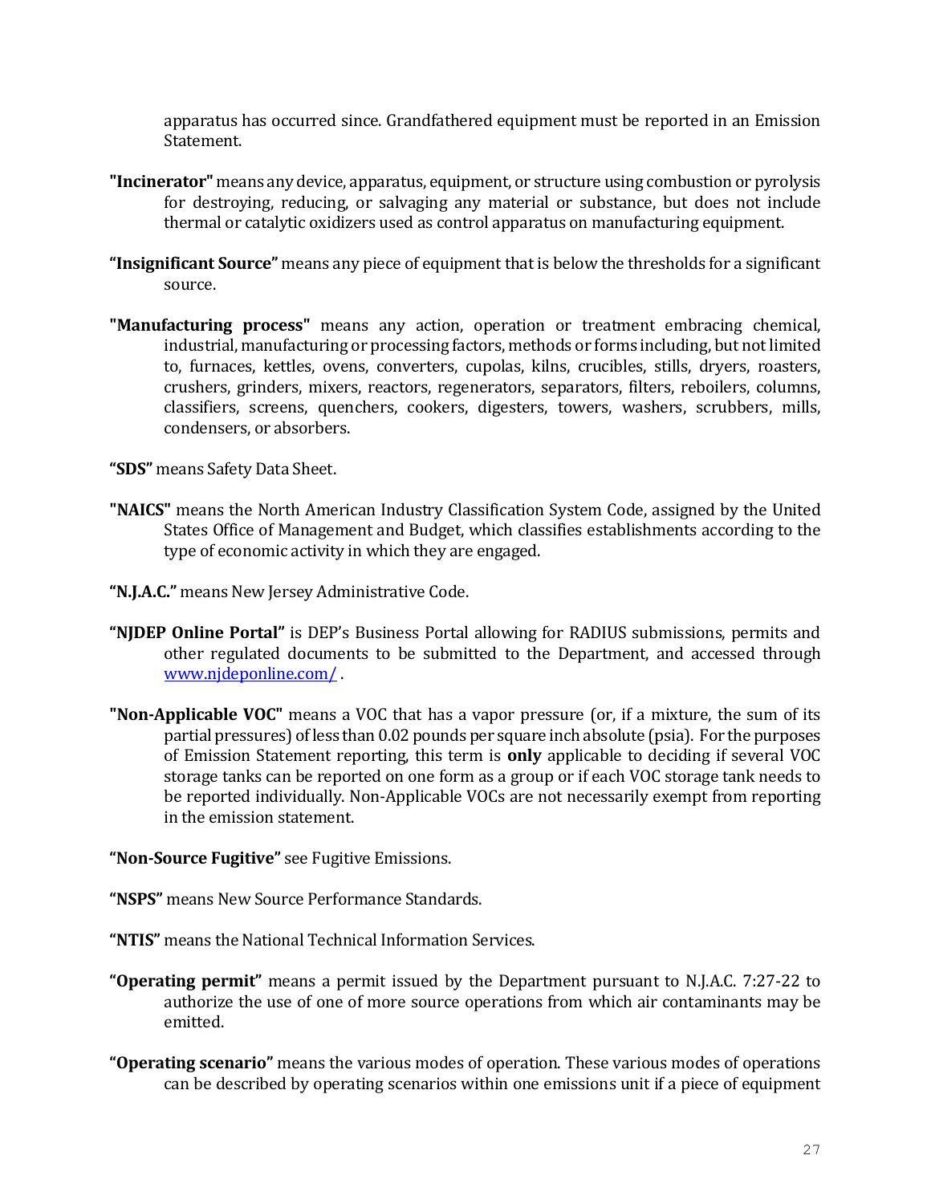apparatus has occurred since. Grandfathered equipment must be reported in an Emission Statement.

**"Incinerator"** means any device, apparatus, equipment, or structure using combustion or pyrolysis for destroying, reducing, or salvaging any material or substance, but does not include thermal or catalytic oxidizers used as control apparatus on manufacturing equipment.

**"Insignificant Source"** means any piece of equipment that is below the thresholds for a significant source.

**"Manufacturing process"** means any action, operation or treatment embracing chemical, industrial, manufacturing or processing factors, methods or forms including, but not limited to, furnaces, kettles, ovens, converters, cupolas, kilns, crucibles, stills, dryers, roasters, crushers, grinders, mixers, reactors, regenerators, separators, filters, reboilers, columns, classifiers, screens, quenchers, cookers, digesters, towers, washers, scrubbers, mills, condensers, or absorbers.

**"SDS"** means Safety Data Sheet.

**"NAICS"** means the North American Industry Classification System Code, assigned by the United States Office of Management and Budget, which classifies establishments according to the type of economic activity in which they are engaged.

**"N.J.A.C."** means New Jersey Administrative Code.

**"NJDEP Online Portal"** is DEP's Business Portal allowing for RADIUS submissions, permits and other regulated documents to be submitted to the Department, and accessed through [www.njdeponline.com/](www.njdeponline.com/) .

**"Non-Applicable VOC"** means a VOC that has a vapor pressure (or, if a mixture, the sum of its partial pressures) of less than 0.02 pounds per square inch absolute (psia). For the purposes of Emission Statement reporting, this term is **only** applicable to deciding if several VOC storage tanks can be reported on one form as a group or if each VOC storage tank needs to be reported individually. Non-Applicable VOCs are not necessarily exempt from reporting in the emission statement.

**"Non-Source Fugitive"** see Fugitive Emissions.

**"NSPS"** means New Source Performance Standards.

**"NTIS"** means the National Technical Information Services.

**"Operating permit"** means a permit issued by the Department pursuant to N.J.A.C. 7:27-22 to authorize the use of one of more source operations from which air contaminants may be emitted.

**"Operating scenario"** means the various modes of operation. These various modes of operations can be described by operating scenarios within one emissions unit if a piece of equipment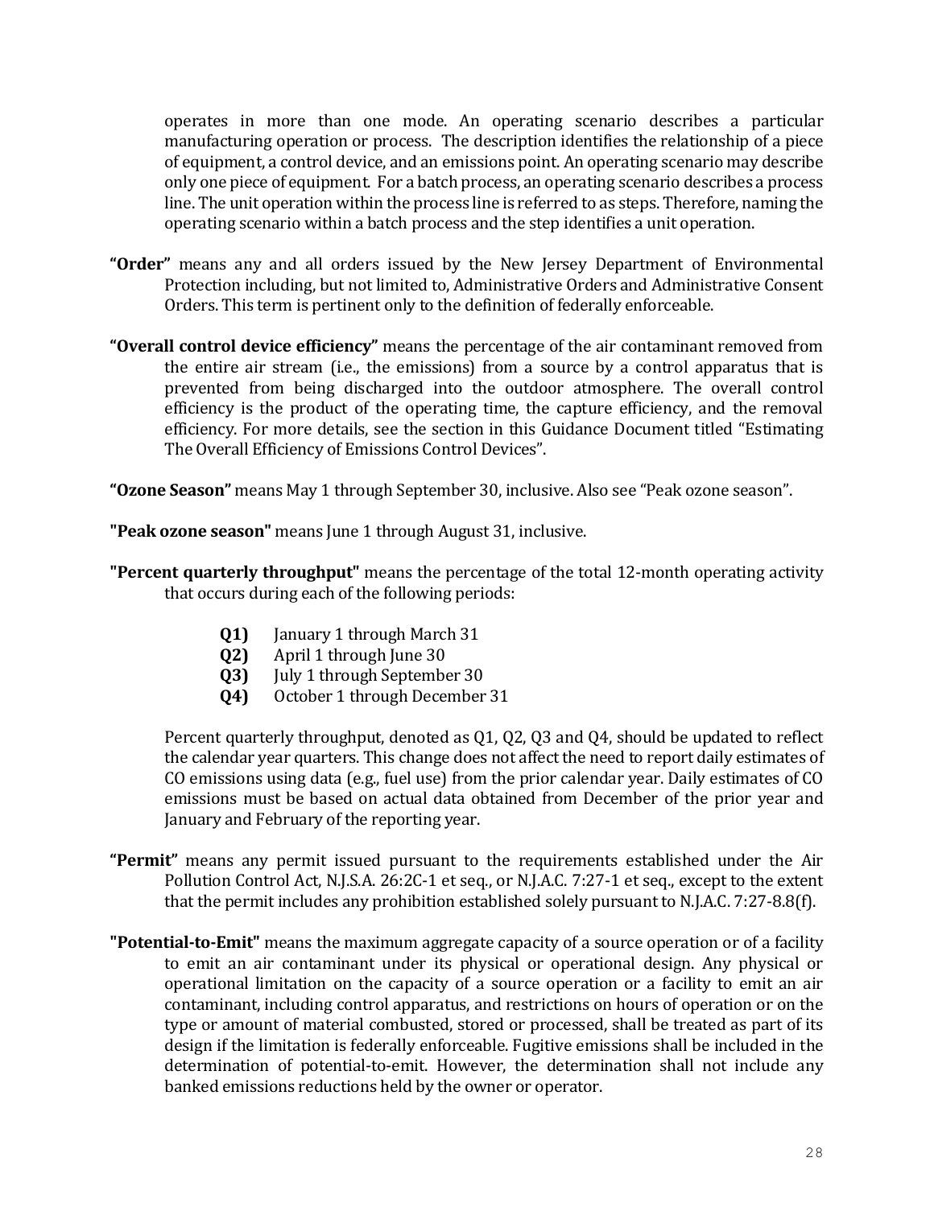operates in more than one mode. An operating scenario describes a particular manufacturing operation or process. The description identifies the relationship of a piece of equipment, a control device, and an emissions point. An operating scenario may describe only one piece of equipment. For a batch process, an operating scenario describes a process line. The unit operation within the process line is referred to as steps. Therefore, naming the operating scenario within a batch process and the step identifies a unit operation.

**"Order"** means any and all orders issued by the New Jersey Department of Environmental Protection including, but not limited to, Administrative Orders and Administrative Consent Orders. This term is pertinent only to the definition of federally enforceable.

**"Overall control device efficiency"** means the percentage of the air contaminant removed from the entire air stream (i.e., the emissions) from a source by a control apparatus that is prevented from being discharged into the outdoor atmosphere. The overall control efficiency is the product of the operating time, the capture efficiency, and the removal efficiency. For more details, see the section in this Guidance Document titled "Estimating The Overall Efficiency of Emissions Control Devices".

**"Ozone Season"** means May 1 through September 30, inclusive. Also see "Peak ozone season".

**"Peak ozone season"** means June 1 through August 31, inclusive.

**"Percent quarterly throughput"** means the percentage of the total 12-month operating activity that occurs during each of the following periods:

- **Q1)** January 1 through March 31
- **Q2)** April 1 through June 30
- **Q3)** July 1 through September 30
- **Q4)** October 1 through December 31

Percent quarterly throughput, denoted as Q1, Q2, Q3 and Q4, should be updated to reflect the calendar year quarters. This change does not affect the need to report daily estimates of CO emissions using data (e.g., fuel use) from the prior calendar year. Daily estimates of CO emissions must be based on actual data obtained from December of the prior year and January and February of the reporting year.

**"Permit"** means any permit issued pursuant to the requirements established under the Air Pollution Control Act, N.J.S.A. 26:2C-1 et seq., or N.J.A.C. 7:27-1 et seq., except to the extent that the permit includes any prohibition established solely pursuant to N.J.A.C. 7:27-8.8(f).

**"Potential-to-Emit"** means the maximum aggregate capacity of a source operation or of a facility to emit an air contaminant under its physical or operational design. Any physical or operational limitation on the capacity of a source operation or a facility to emit an air contaminant, including control apparatus, and restrictions on hours of operation or on the type or amount of material combusted, stored or processed, shall be treated as part of its design if the limitation is federally enforceable. Fugitive emissions shall be included in the determination of potential-to-emit. However, the determination shall not include any banked emissions reductions held by the owner or operator.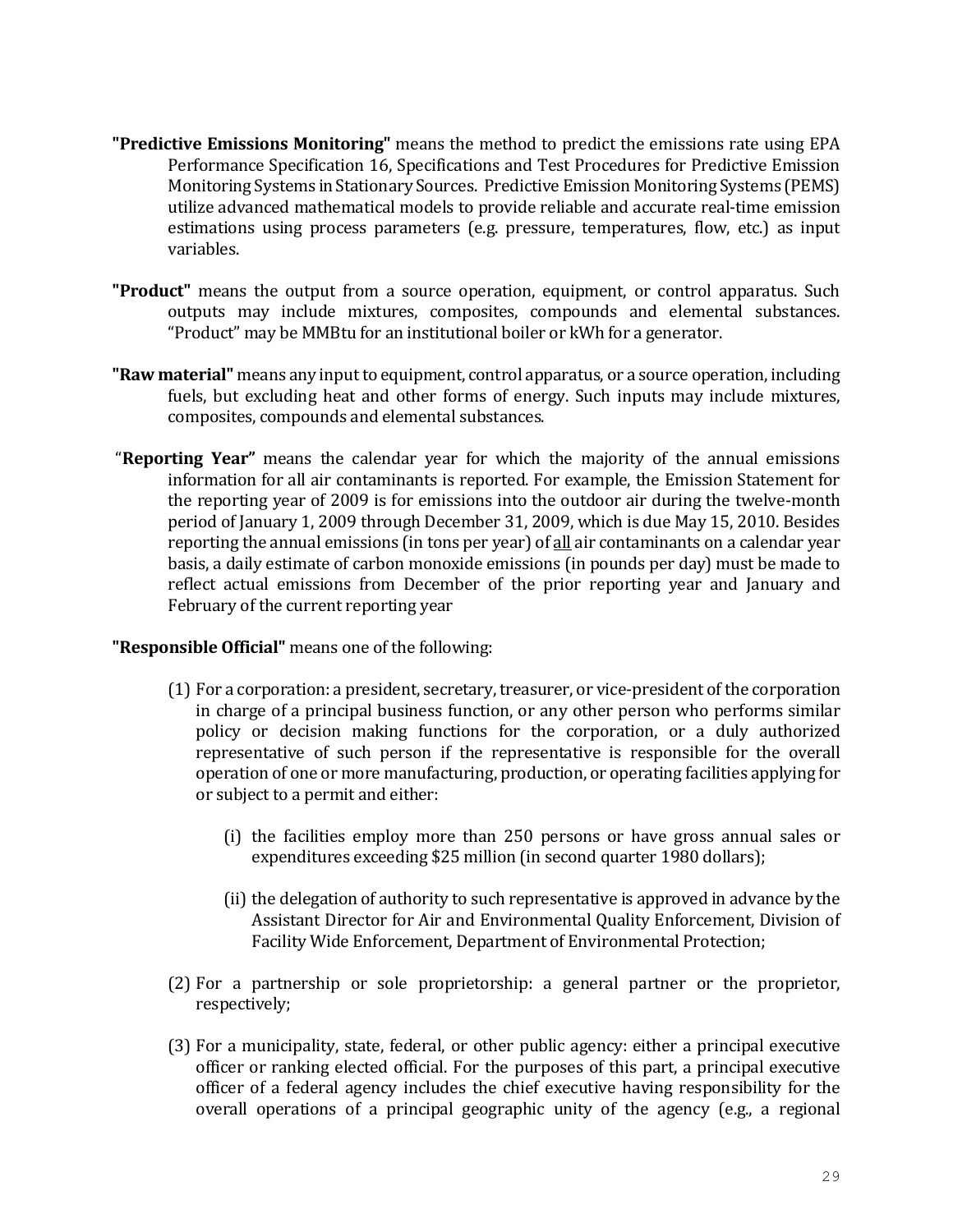**"Predictive Emissions Monitoring"** means the method to predict the emissions rate using EPA Performance Specification 16, Specifications and Test Procedures for Predictive Emission Monitoring Systems in Stationary Sources. Predictive Emission Monitoring Systems (PEMS) utilize advanced mathematical models to provide reliable and accurate real-time emission estimations using process parameters (e.g. pressure, temperatures, flow, etc.) as input variables.

**"Product"** means the output from a source operation, equipment, or control apparatus. Such outputs may include mixtures, composites, compounds and elemental substances. "Product" may be MMBtu for an institutional boiler or kWh for a generator.

**"Raw material"** means any input to equipment, control apparatus, or a source operation, including fuels, but excluding heat and other forms of energy. Such inputs may include mixtures, composites, compounds and elemental substances.

"**Reporting Year"** means the calendar year for which the majority of the annual emissions information for all air contaminants is reported. For example, the Emission Statement for the reporting year of 2009 is for emissions into the outdoor air during the twelve-month period of January 1, 2009 through December 31, 2009, which is due May 15, 2010. Besides reporting the annual emissions (in tons per year) of <u>all</u> air contaminants on a calendar year basis, a daily estimate of carbon monoxide emissions (in pounds per day) must be made to reflect actual emissions from December of the prior reporting year and January and February of the current reporting year

**"Responsible Official"** means one of the following:

(1) For a corporation: a president, secretary, treasurer, or vice-president of the corporation in charge of a principal business function, or any other person who performs similar policy or decision making functions for the corporation, or a duly authorized representative of such person if the representative is responsible for the overall operation of one or more manufacturing, production, or operating facilities applying for or subject to a permit and either:

  (i) the facilities employ more than 250 persons or have gross annual sales or expenditures exceeding $25 million (in second quarter 1980 dollars);

  (ii) the delegation of authority to such representative is approved in advance by the Assistant Director for Air and Environmental Quality Enforcement, Division of Facility Wide Enforcement, Department of Environmental Protection;

(2) For a partnership or sole proprietorship: a general partner or the proprietor, respectively;

(3) For a municipality, state, federal, or other public agency: either a principal executive officer or ranking elected official. For the purposes of this part, a principal executive officer of a federal agency includes the chief executive having responsibility for the overall operations of a principal geographic unity of the agency (e.g., a regional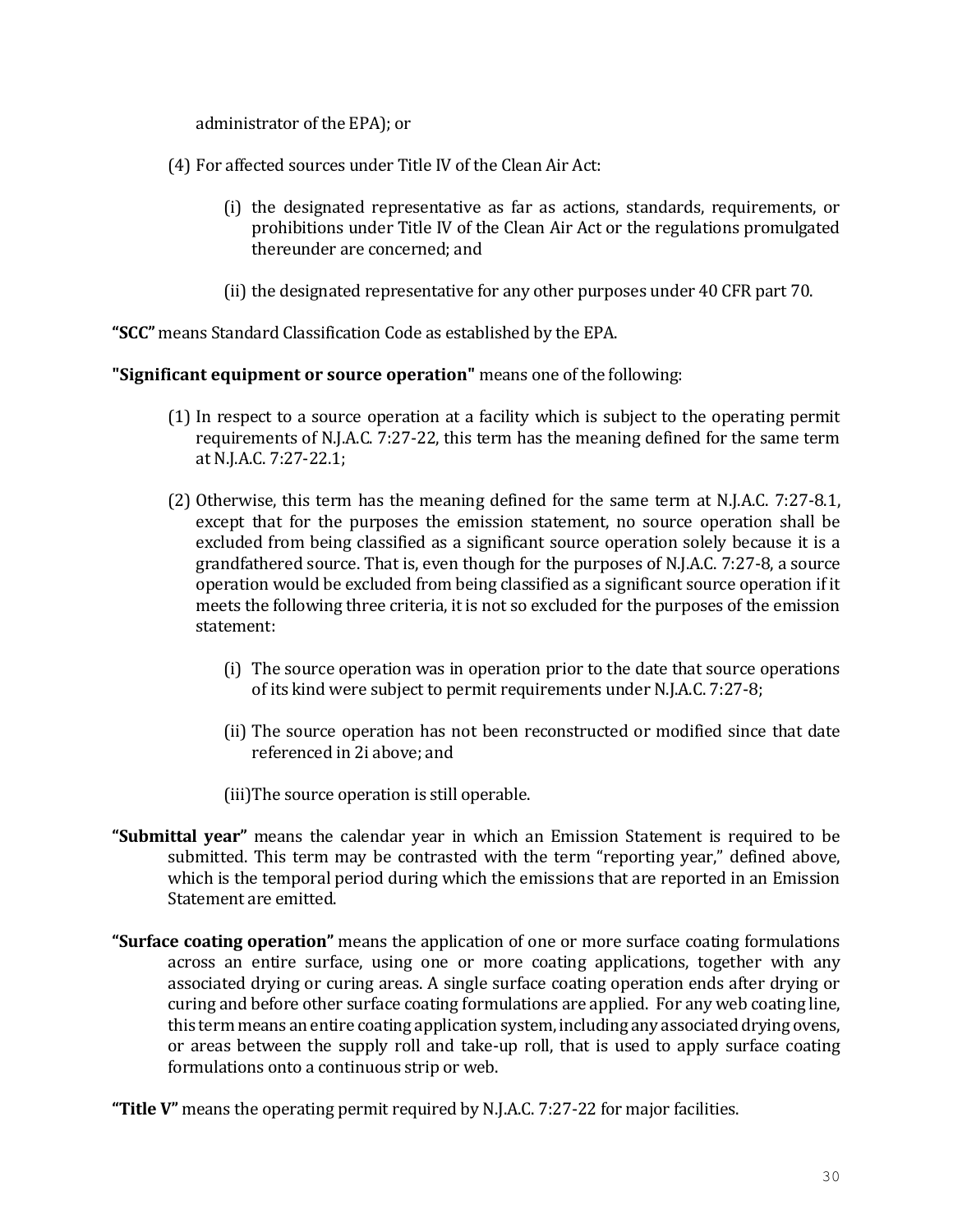administrator of the EPA); or

(4) For affected sources under Title IV of the Clean Air Act:

  (i) the designated representative as far as actions, standards, requirements, or prohibitions under Title IV of the Clean Air Act or the regulations promulgated thereunder are concerned; and

  (ii) the designated representative for any other purposes under 40 CFR part 70.

**"SCC"** means Standard Classification Code as established by the EPA.

**"Significant equipment or source operation"** means one of the following:

(1) In respect to a source operation at a facility which is subject to the operating permit requirements of N.J.A.C. 7:27-22, this term has the meaning defined for the same term at N.J.A.C. 7:27-22.1;

(2) Otherwise, this term has the meaning defined for the same term at N.J.A.C. 7:27-8.1, except that for the purposes the emission statement, no source operation shall be excluded from being classified as a significant source operation solely because it is a grandfathered source. That is, even though for the purposes of N.J.A.C. 7:27-8, a source operation would be excluded from being classified as a significant source operation if it meets the following three criteria, it is not so excluded for the purposes of the emission statement:

  (i) The source operation was in operation prior to the date that source operations of its kind were subject to permit requirements under N.J.A.C. 7:27-8;

  (ii) The source operation has not been reconstructed or modified since that date referenced in 2i above; and

  (iii)The source operation is still operable.

**"Submittal year"** means the calendar year in which an Emission Statement is required to be submitted. This term may be contrasted with the term "reporting year," defined above, which is the temporal period during which the emissions that are reported in an Emission Statement are emitted.

**"Surface coating operation"** means the application of one or more surface coating formulations across an entire surface, using one or more coating applications, together with any associated drying or curing areas. A single surface coating operation ends after drying or curing and before other surface coating formulations are applied. For any web coating line, this term means an entire coating application system, including any associated drying ovens, or areas between the supply roll and take-up roll, that is used to apply surface coating formulations onto a continuous strip or web.

**"Title V"** means the operating permit required by N.J.A.C. 7:27-22 for major facilities.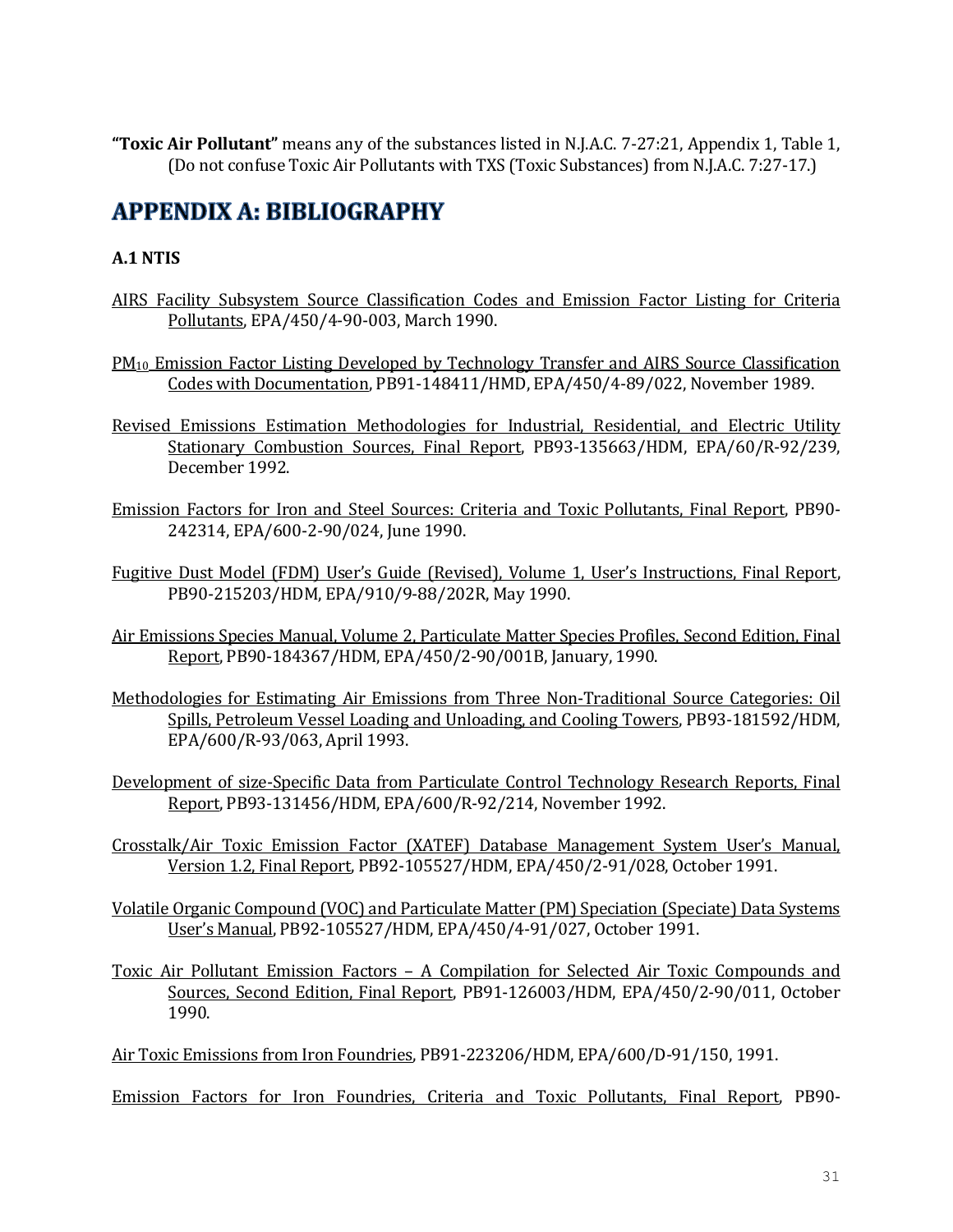**"Toxic Air Pollutant"** means any of the substances listed in N.J.A.C. 7-27:21, Appendix 1, Table 1, (Do not confuse Toxic Air Pollutants with TXS (Toxic Substances) from N.J.A.C. 7:27-17.)

# APPENDIX A: BIBLIOGRAPHY

### A.1 NTIS

AIRS Facility Subsystem Source Classification Codes and Emission Factor Listing for Criteria Pollutants, EPA/450/4-90-003, March 1990.

$PM_{10}$ Emission Factor Listing Developed by Technology Transfer and AIRS Source Classification Codes with Documentation, PB91-148411/HMD, EPA/450/4-89/022, November 1989.

Revised Emissions Estimation Methodologies for Industrial, Residential, and Electric Utility Stationary Combustion Sources, Final Report, PB93-135663/HDM, EPA/60/R-92/239, December 1992.

Emission Factors for Iron and Steel Sources: Criteria and Toxic Pollutants, Final Report, PB90-242314, EPA/600-2-90/024, June 1990.

Fugitive Dust Model (FDM) User's Guide (Revised), Volume 1, User's Instructions, Final Report, PB90-215203/HDM, EPA/910/9-88/202R, May 1990.

Air Emissions Species Manual, Volume 2, Particulate Matter Species Profiles, Second Edition, Final Report, PB90-184367/HDM, EPA/450/2-90/001B, January, 1990.

Methodologies for Estimating Air Emissions from Three Non-Traditional Source Categories: Oil Spills, Petroleum Vessel Loading and Unloading, and Cooling Towers, PB93-181592/HDM, EPA/600/R-93/063, April 1993.

Development of size-Specific Data from Particulate Control Technology Research Reports, Final Report, PB93-131456/HDM, EPA/600/R-92/214, November 1992.

Crosstalk/Air Toxic Emission Factor (XATEF) Database Management System User's Manual, Version 1.2, Final Report, PB92-105527/HDM, EPA/450/2-91/028, October 1991.

Volatile Organic Compound (VOC) and Particulate Matter (PM) Speciation (Speciate) Data Systems User's Manual, PB92-105527/HDM, EPA/450/4-91/027, October 1991.

Toxic Air Pollutant Emission Factors – A Compilation for Selected Air Toxic Compounds and Sources, Second Edition, Final Report, PB91-126003/HDM, EPA/450/2-90/011, October 1990.

Air Toxic Emissions from Iron Foundries, PB91-223206/HDM, EPA/600/D-91/150, 1991.

Emission Factors for Iron Foundries, Criteria and Toxic Pollutants, Final Report, PB90-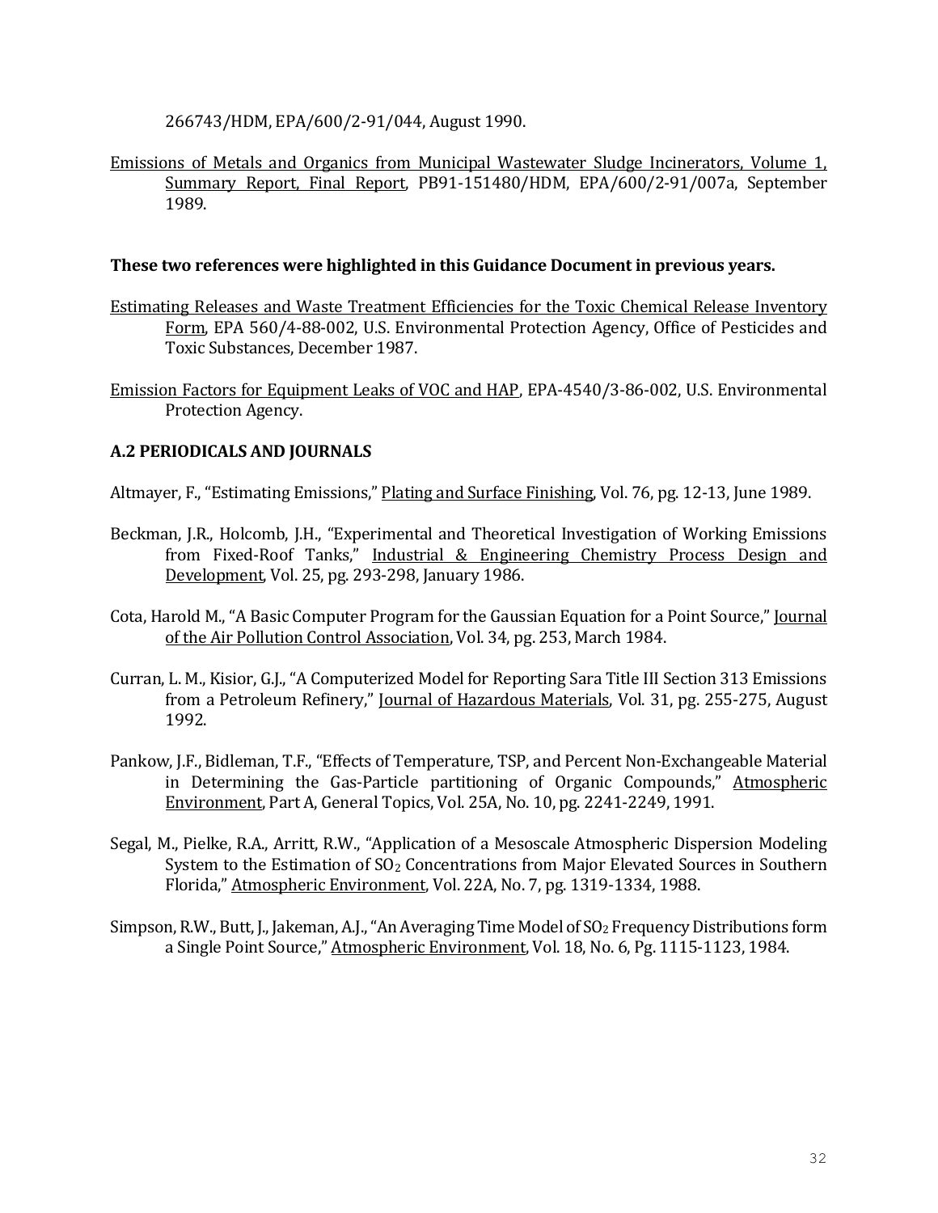266743/HDM, EPA/600/2-91/044, August 1990.

Emissions of Metals and Organics from Municipal Wastewater Sludge Incinerators, Volume 1, Summary Report, Final Report, PB91-151480/HDM, EPA/600/2-91/007a, September 1989.

**These two references were highlighted in this Guidance Document in previous years.**

Estimating Releases and Waste Treatment Efficiencies for the Toxic Chemical Release Inventory Form, EPA 560/4-88-002, U.S. Environmental Protection Agency, Office of Pesticides and Toxic Substances, December 1987.

Emission Factors for Equipment Leaks of VOC and HAP, EPA-4540/3-86-002, U.S. Environmental Protection Agency.

### A.2 PERIODICALS AND JOURNALS

Altmayer, F., "Estimating Emissions," Plating and Surface Finishing, Vol. 76, pg. 12-13, June 1989.

Beckman, J.R., Holcomb, J.H., "Experimental and Theoretical Investigation of Working Emissions from Fixed-Roof Tanks," Industrial & Engineering Chemistry Process Design and Development, Vol. 25, pg. 293-298, January 1986.

Cota, Harold M., "A Basic Computer Program for the Gaussian Equation for a Point Source," Journal of the Air Pollution Control Association, Vol. 34, pg. 253, March 1984.

Curran, L. M., Kisior, G.J., "A Computerized Model for Reporting Sara Title III Section 313 Emissions from a Petroleum Refinery," Journal of Hazardous Materials, Vol. 31, pg. 255-275, August 1992.

Pankow, J.F., Bidleman, T.F., "Effects of Temperature, TSP, and Percent Non-Exchangeable Material in Determining the Gas-Particle partitioning of Organic Compounds," Atmospheric Environment, Part A, General Topics, Vol. 25A, No. 10, pg. 2241-2249, 1991.

Segal, M., Pielke, R.A., Arritt, R.W., "Application of a Mesoscale Atmospheric Dispersion Modeling System to the Estimation of $SO_2$ Concentrations from Major Elevated Sources in Southern Florida," Atmospheric Environment, Vol. 22A, No. 7, pg. 1319-1334, 1988.

Simpson, R.W., Butt, J., Jakeman, A.J., "An Averaging Time Model of $SO_2$ Frequency Distributions form a Single Point Source," Atmospheric Environment, Vol. 18, No. 6, Pg. 1115-1123, 1984.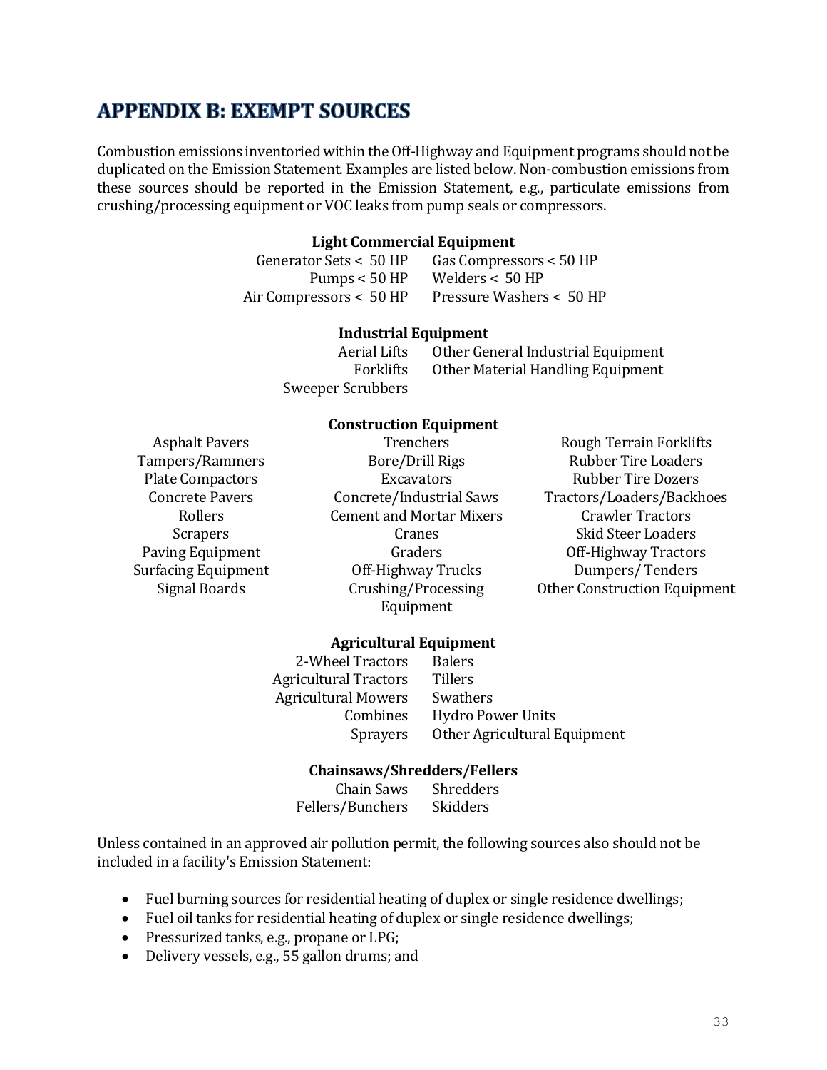# APPENDIX B: EXEMPT SOURCES

Combustion emissions inventoried within the Off-Highway and Equipment programs should not be duplicated on the Emission Statement. Examples are listed below. Non-combustion emissions from these sources should be reported in the Emission Statement, e.g., particulate emissions from crushing/processing equipment or VOC leaks from pump seals or compressors.

**Light Commercial Equipment**

| | |
|---|---|
| Generator Sets < 50 HP | Gas Compressors < 50 HP |
| Pumps < 50 HP | Welders < 50 HP |
| Air Compressors < 50 HP | Pressure Washers < 50 HP |

**Industrial Equipment**

| | |
|---|---|
| Aerial Lifts | Other General Industrial Equipment |
| Forklifts | Other Material Handling Equipment |
| Sweeper Scrubbers | |

**Construction Equipment**

| | | |
|---|---|---|
| Asphalt Pavers | Trenchers | Rough Terrain Forklifts |
| Tampers/Rammers | Bore/Drill Rigs | Rubber Tire Loaders |
| Plate Compactors | Excavators | Rubber Tire Dozers |
| Concrete Pavers | Concrete/Industrial Saws | Tractors/Loaders/Backhoes |
| Rollers | Cement and Mortar Mixers | Crawler Tractors |
| Scrapers | Cranes | Skid Steer Loaders |
| Paving Equipment | Graders | Off-Highway Tractors |
| Surfacing Equipment | Off-Highway Trucks | Dumpers/ Tenders |
| Signal Boards | Crushing/Processing Equipment | Other Construction Equipment |

**Agricultural Equipment**

| | |
|---|---|
| 2-Wheel Tractors | Balers |
| Agricultural Tractors | Tillers |
| Agricultural Mowers | Swathers |
| Combines | Hydro Power Units |
| Sprayers | Other Agricultural Equipment |

**Chainsaws/Shredders/Fellers**

| | |
|---|---|
| Chain Saws | Shredders |
| Fellers/Bunchers | Skidders |

Unless contained in an approved air pollution permit, the following sources also should not be included in a facility's Emission Statement:

- Fuel burning sources for residential heating of duplex or single residence dwellings;
- Fuel oil tanks for residential heating of duplex or single residence dwellings;
- Pressurized tanks, e.g., propane or LPG;
- Delivery vessels, e.g., 55 gallon drums; and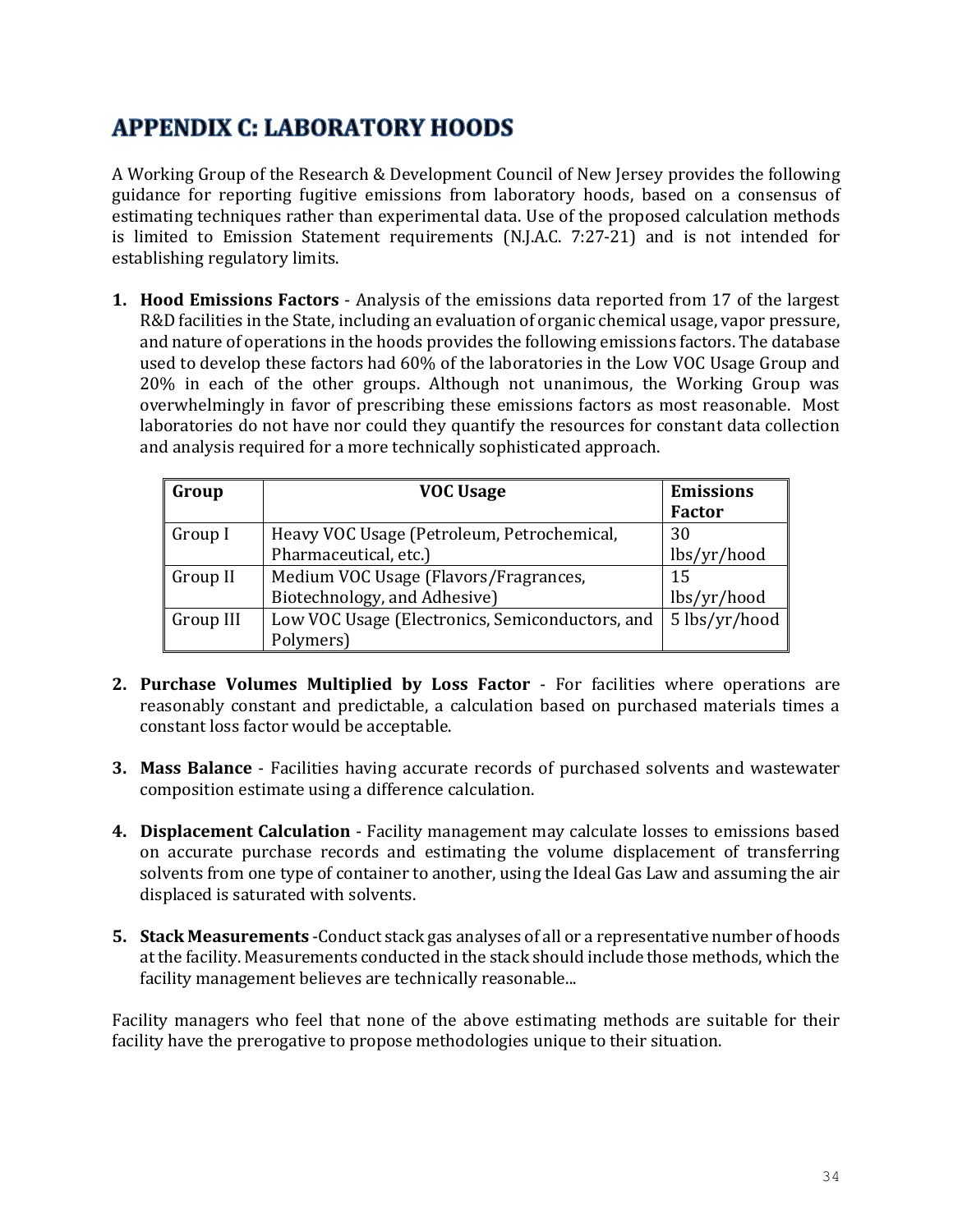# APPENDIX C: LABORATORY HOODS

A Working Group of the Research & Development Council of New Jersey provides the following guidance for reporting fugitive emissions from laboratory hoods, based on a consensus of estimating techniques rather than experimental data. Use of the proposed calculation methods is limited to Emission Statement requirements (N.J.A.C. 7:27-21) and is not intended for establishing regulatory limits.

1. **Hood Emissions Factors** - Analysis of the emissions data reported from 17 of the largest R&D facilities in the State, including an evaluation of organic chemical usage, vapor pressure, and nature of operations in the hoods provides the following emissions factors. The database used to develop these factors had 60% of the laboratories in the Low VOC Usage Group and 20% in each of the other groups. Although not unanimous, the Working Group was overwhelmingly in favor of prescribing these emissions factors as most reasonable. Most laboratories do not have nor could they quantify the resources for constant data collection and analysis required for a more technically sophisticated approach.

| Group | VOC Usage | Emissions Factor |
|---|---|---|
| Group I | Heavy VOC Usage (Petroleum, Petrochemical, Pharmaceutical, etc.) | 30 lbs/yr/hood |
| Group II | Medium VOC Usage (Flavors/Fragrances, Biotechnology, and Adhesive) | 15 lbs/yr/hood |
| Group III | Low VOC Usage (Electronics, Semiconductors, and Polymers) | 5 lbs/yr/hood |

2. **Purchase Volumes Multiplied by Loss Factor** - For facilities where operations are reasonably constant and predictable, a calculation based on purchased materials times a constant loss factor would be acceptable.

3. **Mass Balance** - Facilities having accurate records of purchased solvents and wastewater composition estimate using a difference calculation.

4. **Displacement Calculation** - Facility management may calculate losses to emissions based on accurate purchase records and estimating the volume displacement of transferring solvents from one type of container to another, using the Ideal Gas Law and assuming the air displaced is saturated with solvents.

5. **Stack Measurements** -Conduct stack gas analyses of all or a representative number of hoods at the facility. Measurements conducted in the stack should include those methods, which the facility management believes are technically reasonable...

Facility managers who feel that none of the above estimating methods are suitable for their facility have the prerogative to propose methodologies unique to their situation.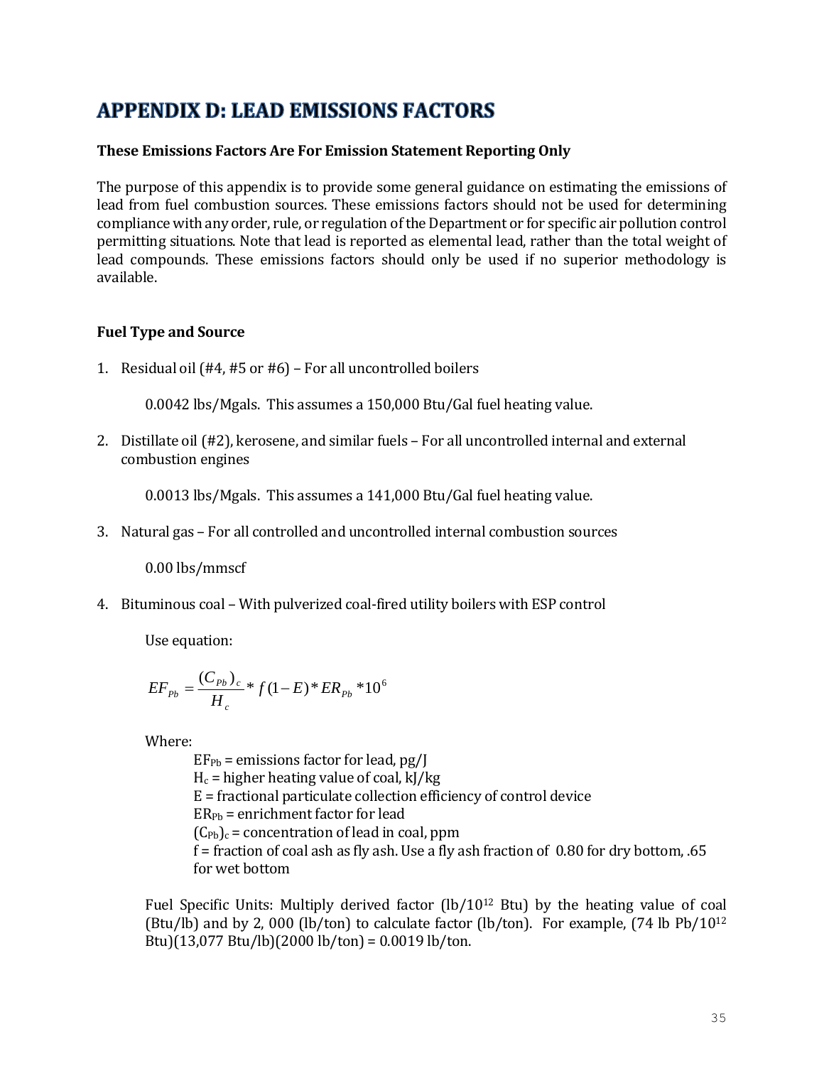# APPENDIX D: LEAD EMISSIONS FACTORS

**These Emissions Factors Are For Emission Statement Reporting Only**

The purpose of this appendix is to provide some general guidance on estimating the emissions of lead from fuel combustion sources. These emissions factors should not be used for determining compliance with any order, rule, or regulation of the Department or for specific air pollution control permitting situations. Note that lead is reported as elemental lead, rather than the total weight of lead compounds. These emissions factors should only be used if no superior methodology is available.

**Fuel Type and Source**

1. Residual oil (#4, #5 or #6) – For all uncontrolled boilers

   0.0042 lbs/Mgals. This assumes a 150,000 Btu/Gal fuel heating value.

2. Distillate oil (#2), kerosene, and similar fuels – For all uncontrolled internal and external combustion engines

   0.0013 lbs/Mgals. This assumes a 141,000 Btu/Gal fuel heating value.

3. Natural gas – For all controlled and uncontrolled internal combustion sources

   0.00 lbs/mmscf

4. Bituminous coal – With pulverized coal-fired utility boilers with ESP control

   Use equation:

$$EF_{Pb} = \frac{(C_{Pb})_c}{H_c} * f(1-E) * ER_{Pb} * 10^6$$

   Where:

   $EF_{Pb}$ = emissions factor for lead, pg/J
   $H_c$ = higher heating value of coal, kJ/kg
   E = fractional particulate collection efficiency of control device
   $ER_{Pb}$ = enrichment factor for lead
   $(C_{Pb})_c$ = concentration of lead in coal, ppm
   f = fraction of coal ash as fly ash. Use a fly ash fraction of 0.80 for dry bottom, .65 for wet bottom

   Fuel Specific Units: Multiply derived factor (lb/$10^{12}$ Btu) by the heating value of coal (Btu/lb) and by 2, 000 (lb/ton) to calculate factor (lb/ton). For example, (74 lb Pb/$10^{12}$ Btu)(13,077 Btu/lb)(2000 lb/ton) = 0.0019 lb/ton.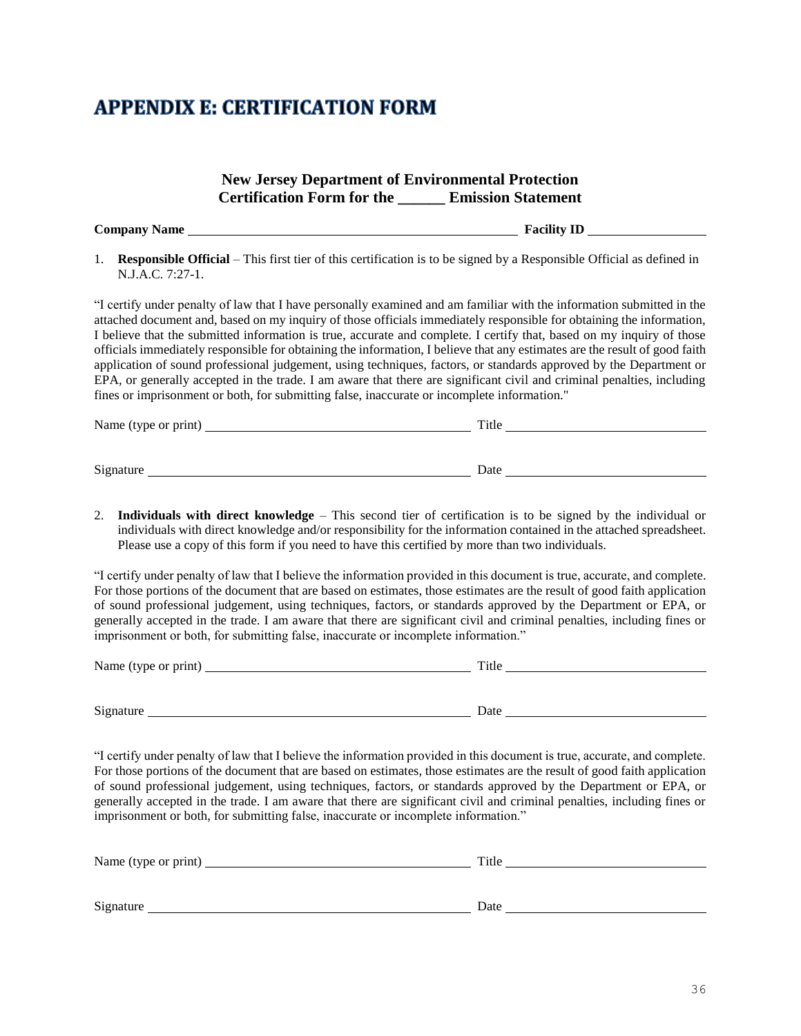# APPENDIX E: CERTIFICATION FORM

**New Jersey Department of Environmental Protection**
**Certification Form for the ______ Emission Statement**

**Company Name** ______________________________ **Facility ID** ______________

1. **Responsible Official** – This first tier of this certification is to be signed by a Responsible Official as defined in N.J.A.C. 7:27-1.

"I certify under penalty of law that I have personally examined and am familiar with the information submitted in the attached document and, based on my inquiry of those officials immediately responsible for obtaining the information, I believe that the submitted information is true, accurate and complete. I certify that, based on my inquiry of those officials immediately responsible for obtaining the information, I believe that any estimates are the result of good faith application of sound professional judgement, using techniques, factors, or standards approved by the Department or EPA, or generally accepted in the trade. I am aware that there are significant civil and criminal penalties, including fines or imprisonment or both, for submitting false, inaccurate or incomplete information."

Name (type or print) ______________________________ Title ______________________

Signature ______________________________ Date ______________________

2. **Individuals with direct knowledge** – This second tier of certification is to be signed by the individual or individuals with direct knowledge and/or responsibility for the information contained in the attached spreadsheet. Please use a copy of this form if you need to have this certified by more than two individuals.

"I certify under penalty of law that I believe the information provided in this document is true, accurate, and complete. For those portions of the document that are based on estimates, those estimates are the result of good faith application of sound professional judgement, using techniques, factors, or standards approved by the Department or EPA, or generally accepted in the trade. I am aware that there are significant civil and criminal penalties, including fines or imprisonment or both, for submitting false, inaccurate or incomplete information."

Name (type or print) ______________________________ Title ______________________

Signature ______________________________ Date ______________________

"I certify under penalty of law that I believe the information provided in this document is true, accurate, and complete. For those portions of the document that are based on estimates, those estimates are the result of good faith application of sound professional judgement, using techniques, factors, or standards approved by the Department or EPA, or generally accepted in the trade. I am aware that there are significant civil and criminal penalties, including fines or imprisonment or both, for submitting false, inaccurate or incomplete information."

Name (type or print) ______________________________ Title ______________________

Signature ______________________________ Date ______________________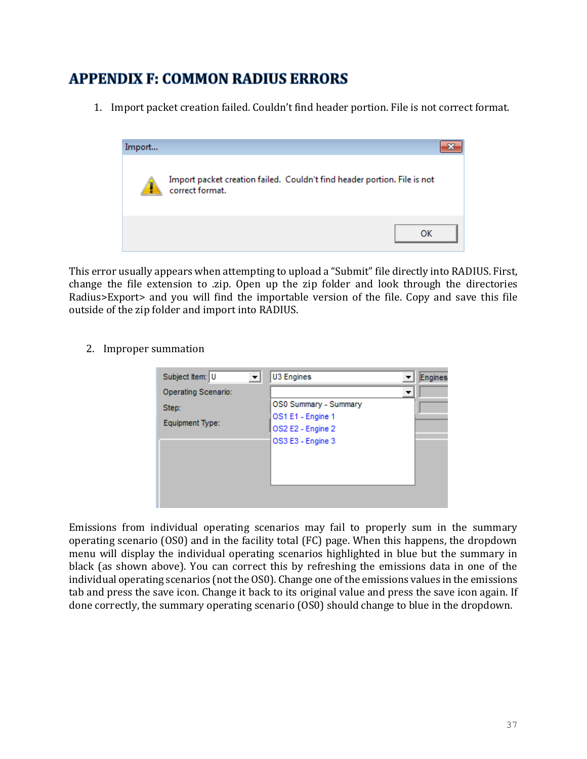# APPENDIX F: COMMON RADIUS ERRORS

1. Import packet creation failed. Couldn't find header portion. File is not correct format.

This error usually appears when attempting to upload a "Submit" file directly into RADIUS. First, change the file extension to .zip. Open up the zip folder and look through the directories Radius>Export> and you will find the importable version of the file. Copy and save this file outside of the zip folder and import into RADIUS.

2. Improper summation

Emissions from individual operating scenarios may fail to properly sum in the summary operating scenario (OS0) and in the facility total (FC) page. When this happens, the dropdown menu will display the individual operating scenarios highlighted in blue but the summary in black (as shown above). You can correct this by refreshing the emissions data in one of the individual operating scenarios (not the OS0). Change one of the emissions values in the emissions tab and press the save icon. Change it back to its original value and press the save icon again. If done correctly, the summary operating scenario (OS0) should change to blue in the dropdown.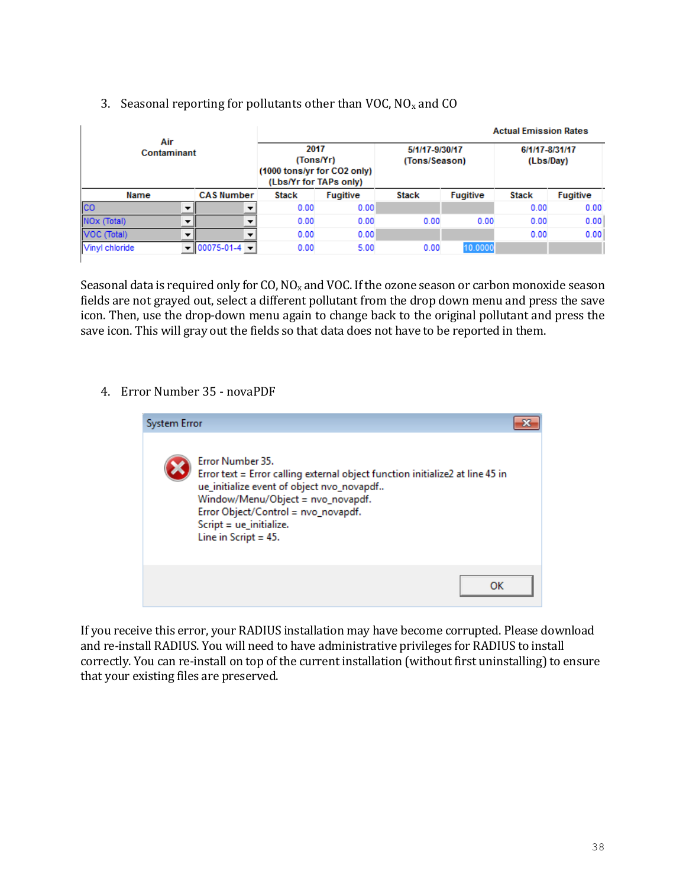3. Seasonal reporting for pollutants other than VOC, $NO_x$ and CO

| Air Contaminant | | Actual Emission Rates | | | | | |
|---|---|---|---|---|---|---|---|
| | | 2017 (Tons/Yr) (1000 tons/yr for CO2 only) (Lbs/Yr for TAPs only) | | 5/1/17-9/30/17 (Tons/Season) | | 6/1/17-8/31/17 (Lbs/Day) | |
| Name | CAS Number | Stack | Fugitive | Stack | Fugitive | Stack | Fugitive |
| CO | | 0.00 | 0.00 | | | 0.00 | 0.00 |
| NOx (Total) | | 0.00 | 0.00 | 0.00 | 0.00 | 0.00 | 0.00 |
| VOC (Total) | | 0.00 | 0.00 | | | 0.00 | 0.00 |
| Vinyl chloride | 00075-01-4 | 0.00 | 5.00 | 0.00 | 10.0000 | | |

Seasonal data is required only for CO, $NO_x$ and VOC. If the ozone season or carbon monoxide season fields are not grayed out, select a different pollutant from the drop down menu and press the save icon. Then, use the drop-down menu again to change back to the original pollutant and press the save icon. This will gray out the fields so that data does not have to be reported in them.

4. Error Number 35 - novaPDF

System Error

Error Number 35.
Error text = Error calling external object function initialize2 at line 45 in ue_initialize event of object nvo_novapdf..
Window/Menu/Object = nvo_novapdf.
Error Object/Control = nvo_novapdf.
Script = ue_initialize.
Line in Script = 45.

OK

If you receive this error, your RADIUS installation may have become corrupted. Please download and re-install RADIUS. You will need to have administrative privileges for RADIUS to install correctly. You can re-install on top of the current installation (without first uninstalling) to ensure that your existing files are preserved.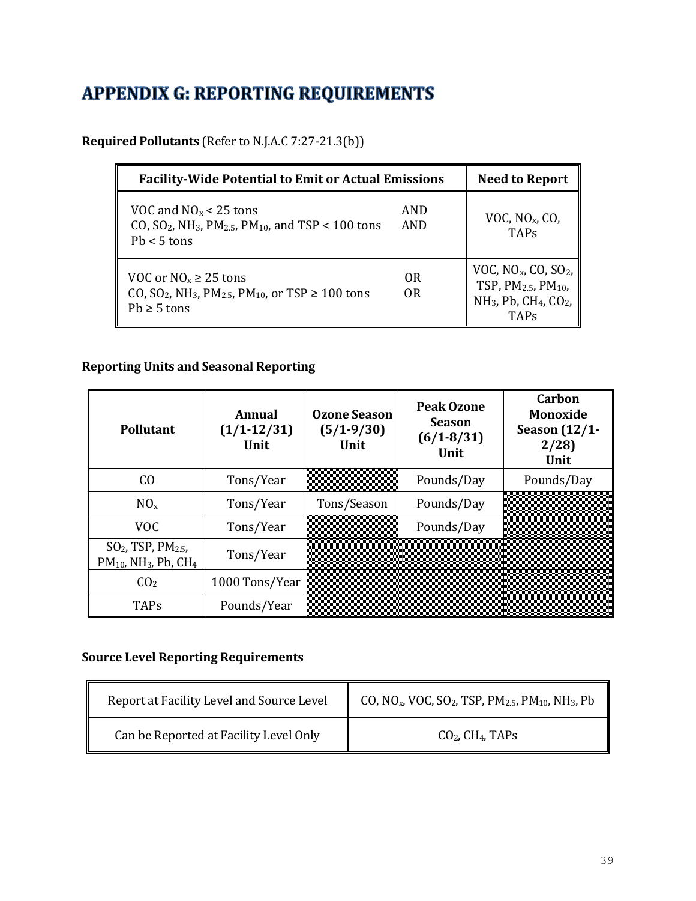# APPENDIX G: REPORTING REQUIREMENTS

**Required Pollutants** (Refer to N.J.A.C 7:27-21.3(b))

| Facility-Wide Potential to Emit or Actual Emissions | Need to Report |
|---|---|
| VOC and $NO_x$ < 25 tons AND<br>CO, $SO_2$, $NH_3$, $PM_{2.5}$, $PM_{10}$, and TSP < 100 tons AND<br>Pb < 5 tons | VOC, $NO_x$, CO, TAPs |
| VOC or $NO_x$ ≥ 25 tons OR<br>CO, $SO_2$, $NH_3$, $PM_{2.5}$, $PM_{10}$, or TSP ≥ 100 tons OR<br>Pb ≥ 5 tons | VOC, $NO_x$, CO, $SO_2$, TSP, $PM_{2.5}$, $PM_{10}$, $NH_3$, Pb, $CH_4$, $CO_2$, TAPs |

**Reporting Units and Seasonal Reporting**

| Pollutant | Annual (1/1-12/31) Unit | Ozone Season (5/1-9/30) Unit | Peak Ozone Season (6/1-8/31) Unit | Carbon Monoxide Season (12/1-2/28) Unit |
|---|---|---|---|---|
| CO | Tons/Year | | Pounds/Day | Pounds/Day |
| $NO_x$ | Tons/Year | Tons/Season | Pounds/Day | |
| VOC | Tons/Year | | Pounds/Day | |
| $SO_2$, TSP, $PM_{2.5}$, $PM_{10}$, $NH_3$, Pb, $CH_4$ | Tons/Year | | | |
| $CO_2$ | 1000 Tons/Year | | | |
| TAPs | Pounds/Year | | | |

**Source Level Reporting Requirements**

| Report at Facility Level and Source Level | CO, $NO_x$, VOC, $SO_2$, TSP, $PM_{2.5}$, $PM_{10}$, $NH_3$, Pb |
|---|---|
| Can be Reported at Facility Level Only | $CO_2$, $CH_4$, TAPs |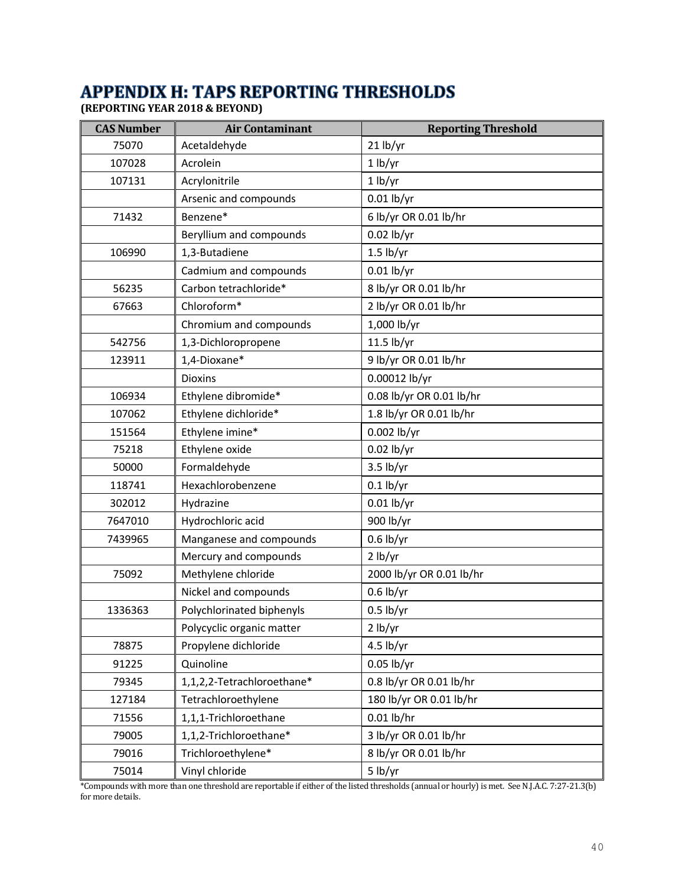# APPENDIX H: TAPS REPORTING THRESHOLDS

**(REPORTING YEAR 2018 & BEYOND)**

| CAS Number | Air Contaminant | Reporting Threshold |
|---|---|---|
| 75070 | Acetaldehyde | 21 lb/yr |
| 107028 | Acrolein | 1 lb/yr |
| 107131 | Acrylonitrile | 1 lb/yr |
| | Arsenic and compounds | 0.01 lb/yr |
| 71432 | Benzene* | 6 lb/yr OR 0.01 lb/hr |
| | Beryllium and compounds | 0.02 lb/yr |
| 106990 | 1,3-Butadiene | 1.5 lb/yr |
| | Cadmium and compounds | 0.01 lb/yr |
| 56235 | Carbon tetrachloride* | 8 lb/yr OR 0.01 lb/hr |
| 67663 | Chloroform* | 2 lb/yr OR 0.01 lb/hr |
| | Chromium and compounds | 1,000 lb/yr |
| 542756 | 1,3-Dichloropropene | 11.5 lb/yr |
| 123911 | 1,4-Dioxane* | 9 lb/yr OR 0.01 lb/hr |
| | Dioxins | 0.00012 lb/yr |
| 106934 | Ethylene dibromide* | 0.08 lb/yr OR 0.01 lb/hr |
| 107062 | Ethylene dichloride* | 1.8 lb/yr OR 0.01 lb/hr |
| 151564 | Ethylene imine* | 0.002 lb/yr |
| 75218 | Ethylene oxide | 0.02 lb/yr |
| 50000 | Formaldehyde | 3.5 lb/yr |
| 118741 | Hexachlorobenzene | 0.1 lb/yr |
| 302012 | Hydrazine | 0.01 lb/yr |
| 7647010 | Hydrochloric acid | 900 lb/yr |
| 7439965 | Manganese and compounds | 0.6 lb/yr |
| | Mercury and compounds | 2 lb/yr |
| 75092 | Methylene chloride | 2000 lb/yr OR 0.01 lb/hr |
| | Nickel and compounds | 0.6 lb/yr |
| 1336363 | Polychlorinated biphenyls | 0.5 lb/yr |
| | Polycyclic organic matter | 2 lb/yr |
| 78875 | Propylene dichloride | 4.5 lb/yr |
| 91225 | Quinoline | 0.05 lb/yr |
| 79345 | 1,1,2,2-Tetrachloroethane* | 0.8 lb/yr OR 0.01 lb/hr |
| 127184 | Tetrachloroethylene | 180 lb/yr OR 0.01 lb/hr |
| 71556 | 1,1,1-Trichloroethane | 0.01 lb/hr |
| 79005 | 1,1,2-Trichloroethane* | 3 lb/yr OR 0.01 lb/hr |
| 79016 | Trichloroethylene* | 8 lb/yr OR 0.01 lb/hr |
| 75014 | Vinyl chloride | 5 lb/yr |

*Compounds with more than one threshold are reportable if either of the listed thresholds (annual or hourly) is met. See N.J.A.C. 7:27-21.3(b) for more details.